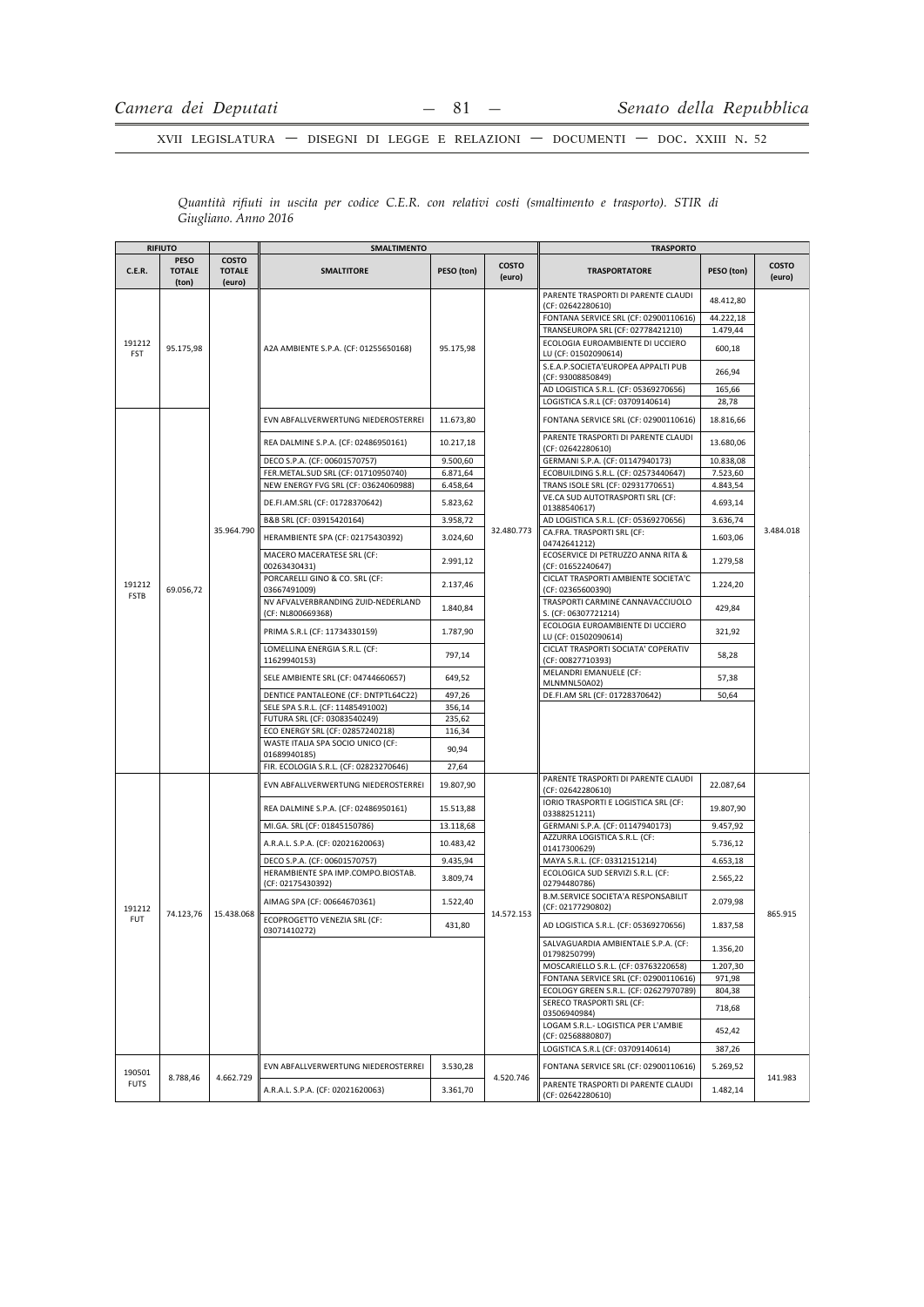*Quantità rifiuti in uscita per codice C.E.R. con relativi costi (smaltimento e trasporto). STIR di Giugliano. Anno 2016*

| RIFIUTO | | | SMALTIMENTO | | | TRASPORTO | | |
|---|---|---|---|---|---|---|---|---|
| C.E.R. | PESO TOTALE (ton) | COSTO TOTALE (euro) | SMALTITORE | PESO (ton) | COSTO (euro) | TRASPORTATORE | PESO (ton) | COSTO (euro) |
| 191212 FST | 95.175,98 | 35.964.790 | A2A AMBIENTE S.P.A. (CF: 01255650168) | 95.175,98 | 32.480.773 | PARENTE TRASPORTI DI PARENTE CLAUDI (CF: 02642280610) | 48.412,80 | 3.484.018 |
| | | | | | | FONTANA SERVICE SRL (CF: 02900110616) | 44.222,18 | |
| | | | | | | TRANSEUROPA SRL (CF: 02778421210) | 1.479,44 | |
| | | | | | | ECOLOGIA EUROAMBIENTE DI UCCIERO LU (CF: 01502090614) | 600,18 | |
| | | | | | | S.E.A.P.SOCIETA'EUROPEA APPALTI PUB (CF: 93008850849) | 266,94 | |
| | | | | | | AD LOGISTICA S.R.L. (CF: 05369270656) | 165,66 | |
| | | | | | | LOGISTICA S.R.L (CF: 03709140614) | 28,78 | |
| 191212 FSTB | 69.056,72 | | EVN ABFALLVERWERTUNG NIEDEROSTERREI | 11.673,80 | | FONTANA SERVICE SRL (CF: 02900110616) | 18.816,66 | |
| | | | REA DALMINE S.P.A. (CF: 02486950161) | 10.217,18 | | PARENTE TRASPORTI DI PARENTE CLAUDI (CF: 02642280610) | 13.680,06 | |
| | | | DECO S.P.A. (CF: 00601570757) | 9.500,60 | | GERMANI S.P.A. (CF: 01147940173) | 10.838,08 | |
| | | | FER.METAL.SUD SRL (CF: 01710950740) | 6.871,64 | | ECOBUILDING S.R.L. (CF: 02573440647) | 7.523,60 | |
| | | | NEW ENERGY FVG SRL (CF: 03624060988) | 6.458,64 | | TRANS ISOLE SRL (CF: 02931770651) | 4.843,54 | |
| | | | DE.FI.AM.SRL (CF: 01728370642) | 5.823,62 | | VE.CA SUD AUTOTRASPORTI SRL (CF: 01388540617) | 4.693,14 | |
| | | | B&B SRL (CF: 03915420164) | 3.958,72 | | AD LOGISTICA S.R.L. (CF: 05369270656) | 3.636,74 | |
| | | | HERAMBIENTE SPA (CF: 02175430392) | 3.024,60 | | CA.FRA. TRASPORTI SRL (CF: 04742641212) | 1.603,06 | |
| | | | MACERO MACERATESE SRL (CF: 00263430431) | 2.991,12 | | ECOSERVICE DI PETRUZZO ANNA RITA & (CF: 01652240647) | 1.279,58 | |
| | | | PORCARELLI GINO & CO. SRL (CF: 03667491009) | 2.137,46 | | CICLAT TRASPORTI AMBIENTE SOCIETA'C (CF: 02365600390) | 1.224,20 | |
| | | | NV AFVALVERBRANDING ZUID-NEDERLAND (CF: NL800669368) | 1.840,84 | | TRASPORTI CARMINE CANNAVACCIUOLO S. (CF: 06307721214) | 429,84 | |
| | | | PRIMA S.R.L (CF: 11734330159) | 1.787,90 | | ECOLOGIA EUROAMBIENTE DI UCCIERO LU (CF: 01502090614) | 321,92 | |
| | | | LOMELLINA ENERGIA S.R.L. (CF: 11629940153) | 797,14 | | CICLAT TRASPORTI SOCIATA' COPERATIV (CF: 00827710393) | 58,28 | |
| | | | SELE AMBIENTE SRL (CF: 04744660657) | 649,52 | | MELANDRI EMANUELE (CF: MLNMNL50A02) | 57,38 | |
| | | | DENTICE PANTALEONE (CF: DNTPTL64C22) | 497,26 | | DE.FI.AM SRL (CF: 01728370642) | 50,64 | |
| | | | SELE SPA S.R.L. (CF: 11485491002) | 356,14 | | | | |
| | | | FUTURA SRL (CF: 03083540249) | 235,62 | | | | |
| | | | ECO ENERGY SRL (CF: 02857240218) | 116,34 | | | | |
| | | | WASTE ITALIA SPA SOCIO UNICO (CF: 01689940185) | 90,94 | | | | |
| | | | FIR. ECOLOGIA S.R.L. (CF: 02823270646) | 27,64 | | | | |
| 191212 FUT | 74.123,76 | 15.438.068 | EVN ABFALLVERWERTUNG NIEDEROSTERREI | 19.807,90 | 14.572.153 | PARENTE TRASPORTI DI PARENTE CLAUDI (CF: 02642280610) | 22.087,64 | 865.915 |
| | | | REA DALMINE S.P.A. (CF: 02486950161) | 15.513,88 | | IORIO TRASPORTI E LOGISTICA SRL (CF: 03388251211) | 19.807,90 | |
| | | | MI.GA. SRL (CF: 01845150786) | 13.118,68 | | GERMANI S.P.A. (CF: 01147940173) | 9.457,92 | |
| | | | A.R.A.L. S.P.A. (CF: 02021620063) | 10.483,42 | | AZZURRA LOGISTICA S.R.L. (CF: 01417300629) | 5.736,12 | |
| | | | DECO S.P.A. (CF: 00601570757) | 9.435,94 | | MAYA S.R.L. (CF: 03312151214) | 4.653,18 | |
| | | | HERAMBIENTE SPA IMP.COMPO.BIOSTAB. (CF: 02175430392) | 3.809,74 | | ECOLOGICA SUD SERVIZI S.R.L. (CF: 02794480786) | 2.565,22 | |
| | | | AIMAG SPA (CF: 00664670361) | 1.522,40 | | B.M.SERVICE SOCIETA'A RESPONSABILIT (CF: 02177290802) | 2.079,98 | |
| | | | ECOPROGETTO VENEZIA SRL (CF: 03071410272) | 431,80 | | AD LOGISTICA S.R.L. (CF: 05369270656) | 1.837,58 | |
| | | | | | | SALVAGUARDIA AMBIENTALE S.P.A. (CF: 01798250799) | 1.356,20 | |
| | | | | | | MOSCARIELLO S.R.L. (CF: 03763220658) | 1.207,30 | |
| | | | | | | FONTANA SERVICE SRL (CF: 02900110616) | 971,98 | |
| | | | | | | ECOLOGY GREEN S.R.L. (CF: 02627970789) | 804,38 | |
| | | | | | | SERECO TRASPORTI SRL (CF: 03506940984) | 718,68 | |
| | | | | | | LOGAM S.R.L.- LOGISTICA PER L'AMBIE (CF: 02568880807) | 452,42 | |
| | | | | | | LOGISTICA S.R.L (CF: 03709140614) | 387,26 | |
| 190501 FUTS | 8.788,46 | 4.662.729 | EVN ABFALLVERWERTUNG NIEDEROSTERREI | 3.530,28 | 4.520.746 | FONTANA SERVICE SRL (CF: 02900110616) | 5.269,52 | 141.983 |
| | | | A.R.A.L. S.P.A. (CF: 02021620063) | 3.361,70 | | PARENTE TRASPORTI DI PARENTE CLAUDI (CF: 02642280610) | 1.482,14 | |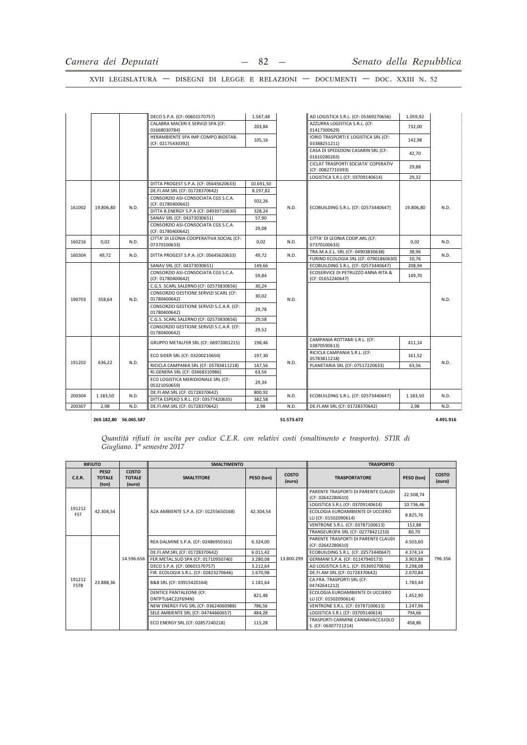| | | | | | | | | |
|---|---|---|---|---|---|---|---|---|
| | | | DECO S.P.A. (CF: 00601570757) | 1.587,48 | | AD LOGISTICA S.R.L. (CF: 05369270656) | 1.059,92 | |
| | | | CALABRA MACERI E SERVIZI SPA (CF: 01668030784) | 203,84 | | AZZURRA LOGISTICA S.R.L. (CF: 01417300629) | 732,00 | |
| | | | HERAMBIENTE SPA IMP.COMPO.BIOSTAB. (CF: 02175430392) | 105,16 | | IORIO TRASPORTI E LOGISTICA SRL (CF: 03388251211) | 142,98 | |
| | | | | | | CASA DI SPEDIZIONI CASARIN SRL (CF: 01610280263) | 42,70 | |
| | | | | | | CICLAT TRASPORTI SOCIATA' COPERATIV (CF: 00827710393) | 29,88 | |
| | | | | | | LOGISTICA S.R.L (CF: 03709140614) | 29,32 | |
| 161002 | 19.806,80 | N.D. | DITTA PROGEST S.P.A. (CF: 05645620633) | 10.691,50 | N.D. | ECOBUILDING S.R.L. (CF: 02573440647) | 19.806,80 | N.D. |
| | | | DE.FI.AM.SRL (CF: 01728370642) | 8.197,82 | | | | |
| | | | CONSORZIO ASI-CONSOCIATA CGS S.C.A. (CF: 01780400642) | 502,26 | | | | |
| | | | DITTA B.ENERGY S.P.A (CF: 04939710630) | 328,24 | | | | |
| | | | SANAV SRL (CF: 04373030651) | 57,90 | | | | |
| | | | CONSORZIO ASI-CONSOCIATA CGS S.C.A. (CF: 01780400642) | 29,08 | | | | |
| 160216 | 0,02 | N.D. | CITTA' DI LEONIA COOPERATIVA SOCIAL (CF: 07370100633) | 0,02 | N.D. | CITTA' DI LEONIA COOP.ARL (CF: 07370100633) | 0,02 | N.D. |
| 160304 | 49,72 | N.D. | DITTA PROGEST S.P.A. (CF: 05645620633) | 49,72 | N.D. | TRA.M.A.E.L. SRL (CF: 04903830638) | 38,96 | N.D. |
| | | | | | | FURINO ECOLOGIA SRL (CF: 07901860630) | 10,76 | |
| 190703 | 358,64 | N.D. | SANAV SRL (CF: 04373030651) | 149,66 | N.D. | ECOBUILDING S.R.L. (CF: 02573440647) | 208,94 | N.D. |
| | | | CONSORZIO ASI-CONSOCIATA CGS S.C.A. (CF: 01780400642) | 59,84 | | ECOSERVICE DI PETRUZZO ANNA RITA & (CF: 01652240647) | 149,70 | |
| | | | C.G.S. SCARL SALERNO (CF: 02573830656) | 30,24 | | | | |
| | | | CONSORZIO GESTIONE SERVIZI SCARL (CF: 01780400642) | 30,02 | | | | |
| | | | CONSORZIO GESTIONE SERVIZI S.C.A.R. (CF: 01780400642) | 29,78 | | | | |
| | | | C.G.S. SCARL SALERNO (CF: 02573830656) | 29,58 | | | | |
| | | | CONSORZIO GESTIONE SERVIZI S.C.A.R. (CF: 01780400642) | 29,52 | | | | |
| 191202 | 636,22 | N.D. | GRUPPO METALFER SRL (CF: 06972001215) | 198,46 | N.D. | CAMPANIA ROTTAMI S.R.L. (CF: 03870590613) | 411,14 | N.D. |
| | | | ECO SIDER SRL (CF: 03200210650) | 197,30 | | RICICLA CAMPANIA S.R.L. (CF: 05783811218) | 161,52 | |
| | | | RICICLA CAMPANIA SRL (CF: 05783811218) | 147,56 | | PLANETARIA SRL (CF: 07517220633) | 63,56 | |
| | | | RI.GENERA SRL (CF: 03468310986) | 63,56 | | | | |
| | | | ECO LOGISTICA MERIDIONALE SRL (CF: 05321050659) | 29,34 | | | | |
| 200304 | 1.183,50 | N.D. | DE.FI.AM.SRL (CF: 01728370642) | 800,92 | N.D. | ECOBUILDING S.R.L. (CF: 02573440647) | 1.183,50 | N.D. |
| | | | DITTA ESPEKO S.R.L. (CF: 03577420635) | 382,58 | | | | |
| 200307 | 2,98 | N.D. | DE.FI.AM.SRL (CF: 01728370642) | 2,98 | N.D. | DE.FI.AM SRL (CF: 01728370642) | 2,98 | N.D. |
| | **269.182,80** | **56.065.587** | | | **51.573.672** | | | **4.491.916** |

*Quantità rifiuti in uscita per codice C.E.R. con relativi costi (smaltimento e trasporto). STIR di Giugliano. 1° semestre 2017*

| RIFIUTO | | | SMALTIMENTO | | | TRASPORTO | | |
|---|---|---|---|---|---|---|---|---|
| **C.E.R.** | **PESO TOTALE (ton)** | **COSTO TOTALE (euro)** | **SMALTITORE** | **PESO (ton)** | **COSTO (euro)** | **TRASPORTATORE** | **PESO (ton)** | **COSTO (euro)** |
| 191212 FST | 42.304,54 | 14.596.656 | A2A AMBIENTE S.P.A. (CF: 01255650168) | 42.304,54 | 13.800.299 | PARENTE TRASPORTI DI PARENTE CLAUDI (CF: 02642280610) | 22.508,74 | 796.356 |
| | | | | | | LOGISTICA S.R.L (CF: 03709140614) | 10.736,46 | |
| | | | | | | ECOLOGIA EUROAMBIENTE DI UCCIERO LU (CF: 01502090614) | 8.825,76 | |
| | | | | | | VENTRONE S.R.L. (CF: 03787100613) | 152,88 | |
| | | | | | | TRANSEUROPA SRL (CF: 02778421210) | 80,70 | |
| 191212 FSTB | 23.888,36 | | REA DALMINE S.P.A. (CF: 02486950161) | 6.324,00 | | PARENTE TRASPORTI DI PARENTE CLAUDI (CF: 02642280610) | 4.503,60 | |
| | | | DE.FI.AM.SRL (CF: 01728370642) | 6.011,42 | | ECOBUILDING S.R.L. (CF: 02573440647) | 4.374,14 | |
| | | | FER.METAL.SUD SPA (CF: 01710950740) | 3.280,08 | | GERMANI S.P.A. (CF: 01147940173) | 3.903,88 | |
| | | | DECO S.P.A. (CF: 00601570757) | 3.212,64 | | AD LOGISTICA S.R.L. (CF: 05369270656) | 3.298,08 | |
| | | | FIR. ECOLOGIA S.R.L. (CF: 02823270646) | 1.670,98 | | DE.FI.AM SRL (CF: 01728370642) | 2.070,84 | |
| | | | B&B SRL (CF: 03915420164) | 1.181,64 | | CA.FRA. TRASPORTI SRL (CF: 04742641212) | 1.783,44 | |
| | | | DENTICE PANTALEONE (CF: DNTPTL64C22F694N) | 821,48 | | ECOLOGIA EUROAMBIENTE DI UCCIERO LU (CF: 01502090614) | 1.452,90 | |
| | | | NEW ENERGY FVG SRL (CF: 03624060988) | 786,56 | | VENTRONE S.R.L. (CF: 03787100613) | 1.247,96 | |
| | | | SELE AMBIENTE SRL (CF: 04744660657) | 484,28 | | LOGISTICA S.R.L (CF: 03709140614) | 794,66 | |
| | | | ECO ENERGY SRL (CF: 02857240218) | 115,28 | | TRASPORTI CARMINE CANNAVACCIUOLO S. (CF: 06307721214) | 458,86 | |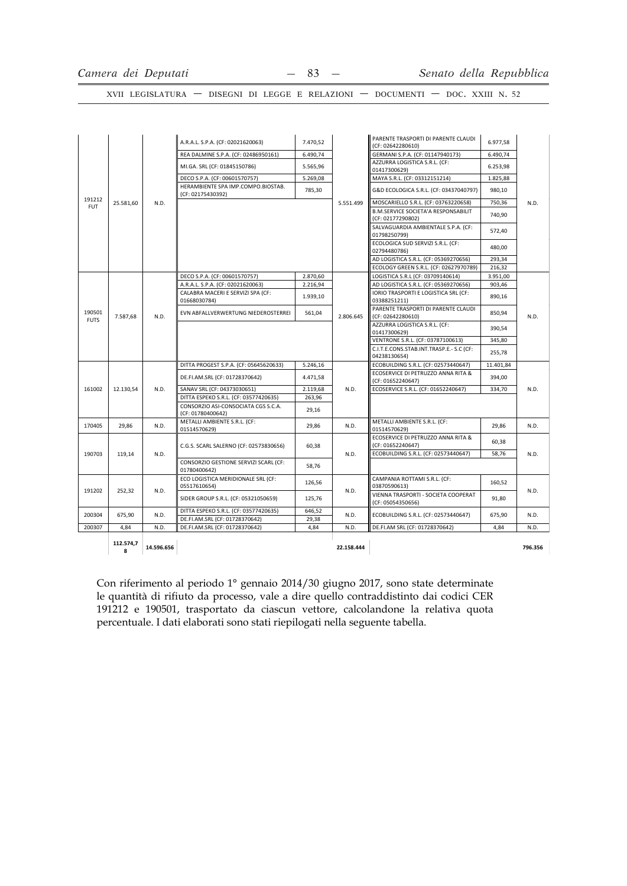| | | | | | | | | |
|---|---|---|---|---|---|---|---|---|
| 191212 FUT | 25.581,60 | N.D. | A.R.A.L. S.P.A. (CF: 02021620063) | 7.470,52 | 5.551.499 | PARENTE TRASPORTI DI PARENTE CLAUDI (CF: 02642280610) | 6.977,58 | N.D. |
| | | | REA DALMINE S.P.A. (CF: 02486950161) | 6.490,74 | | GERMANI S.P.A. (CF: 01147940173) | 6.490,74 | |
| | | | MI.GA. SRL (CF: 01845150786) | 5.565,96 | | AZZURRA LOGISTICA S.R.L. (CF: 01417300629) | 6.253,98 | |
| | | | DECO S.P.A. (CF: 00601570757) | 5.269,08 | | MAYA S.R.L. (CF: 03312151214) | 1.825,88 | |
| | | | HERAMBIENTE SPA IMP.COMPO.BIOSTAB. (CF: 02175430392) | 785,30 | | G&D ECOLOGICA S.R.L. (CF: 03437040797) | 980,10 | |
| | | | | | | MOSCARIELLO S.R.L. (CF: 03763220658) | 750,36 | |
| | | | | | | B.M.SERVICE SOCIETA'A RESPONSABILIT (CF: 02177290802) | 740,90 | |
| | | | | | | SALVAGUARDIA AMBIENTALE S.P.A. (CF: 01798250799) | 572,40 | |
| | | | | | | ECOLOGICA SUD SERVIZI S.R.L. (CF: 02794480786) | 480,00 | |
| | | | | | | AD LOGISTICA S.R.L. (CF: 05369270656) | 293,34 | |
| | | | | | | ECOLOGY GREEN S.R.L. (CF: 02627970789) | 216,32 | |
| 190501 FUTS | 7.587,68 | N.D. | DECO S.P.A. (CF: 00601570757) | 2.870,60 | 2.806.645 | LOGISTICA S.R.L (CF: 03709140614) | 3.951,00 | N.D. |
| | | | A.R.A.L. S.P.A. (CF: 02021620063) | 2.216,94 | | AD LOGISTICA S.R.L. (CF: 05369270656) | 903,46 | |
| | | | CALABRA MACERI E SERVIZI SPA (CF: 01668030784) | 1.939,10 | | IORIO TRASPORTI E LOGISTICA SRL (CF: 03388251211) | 890,16 | |
| | | | EVN ABFALLVERWERTUNG NIEDEROSTERREI | 561,04 | | PARENTE TRASPORTI DI PARENTE CLAUDI (CF: 02642280610) | 850,94 | |
| | | | | | | AZZURRA LOGISTICA S.R.L. (CF: 01417300629) | 390,54 | |
| | | | | | | VENTRONE S.R.L. (CF: 03787100613) | 345,80 | |
| | | | | | | C.I.T.E.CONS.STAB.INT.TRASP.E.- S.C (CF: 04238130654) | 255,78 | |
| 161002 | 12.130,54 | N.D. | DITTA PROGEST S.P.A. (CF: 05645620633) | 5.246,16 | N.D. | ECOBUILDING S.R.L. (CF: 02573440647) | 11.401,84 | N.D. |
| | | | DE.FI.AM.SRL (CF: 01728370642) | 4.471,58 | | ECOSERVICE DI PETRUZZO ANNA RITA & (CF: 01652240647) | 394,00 | |
| | | | SANAV SRL (CF: 04373030651) | 2.119,68 | | ECOSERVICE S.R.L. (CF: 01652240647) | 334,70 | |
| | | | DITTA ESPEKO S.R.L. (CF: 03577420635) | 263,96 | | | | |
| | | | CONSORZIO ASI-CONSOCIATA CGS S.C.A. (CF: 01780400642) | 29,16 | | | | |
| 170405 | 29,86 | N.D. | METALLI AMBIENTE S.R.L. (CF: 01514570629) | 29,86 | N.D. | METALLI AMBIENTE S.R.L. (CF: 01514570629) | 29,86 | N.D. |
| 190703 | 119,14 | N.D. | C.G.S. SCARL SALERNO (CF: 02573830656) | 60,38 | N.D. | ECOSERVICE DI PETRUZZO ANNA RITA & (CF: 01652240647) | 60,38 | N.D. |
| | | | | | | ECOBUILDING S.R.L. (CF: 02573440647) | 58,76 | |
| | | | CONSORZIO GESTIONE SERVIZI SCARL (CF: 01780400642) | 58,76 | | | | |
| 191202 | 252,32 | N.D. | ECO LOGISTICA MERIDIONALE SRL (CF: 05517610654) | 126,56 | N.D. | CAMPANIA ROTTAMI S.R.L. (CF: 03870590613) | 160,52 | N.D. |
| | | | SIDER GROUP S.R.L. (CF: 05321050659) | 125,76 | | VIENNA TRASPORTI - SOCIETA COOPERAT (CF: 05054350656) | 91,80 | |
| 200304 | 675,90 | N.D. | DITTA ESPEKO S.R.L. (CF: 03577420635) | 646,52 | N.D. | ECOBUILDING S.R.L. (CF: 02573440647) | 675,90 | N.D. |
| | | | DE.FI.AM.SRL (CF: 01728370642) | 29,38 | | | | |
| 200307 | 4,84 | N.D. | DE.FI.AM.SRL (CF: 01728370642) | 4,84 | N.D. | DE.FI.AM SRL (CF: 01728370642) | 4,84 | N.D. |
| | **112.574,78** | **14.596.656** | | | **22.158.444** | | | **796.356** |

Con riferimento al periodo 1° gennaio 2014/30 giugno 2017, sono state determinate le quantità di rifiuto da processo, vale a dire quello contraddistinto dai codici CER 191212 e 190501, trasportato da ciascun vettore, calcolandone la relativa quota percentuale. I dati elaborati sono stati riepilogati nella seguente tabella.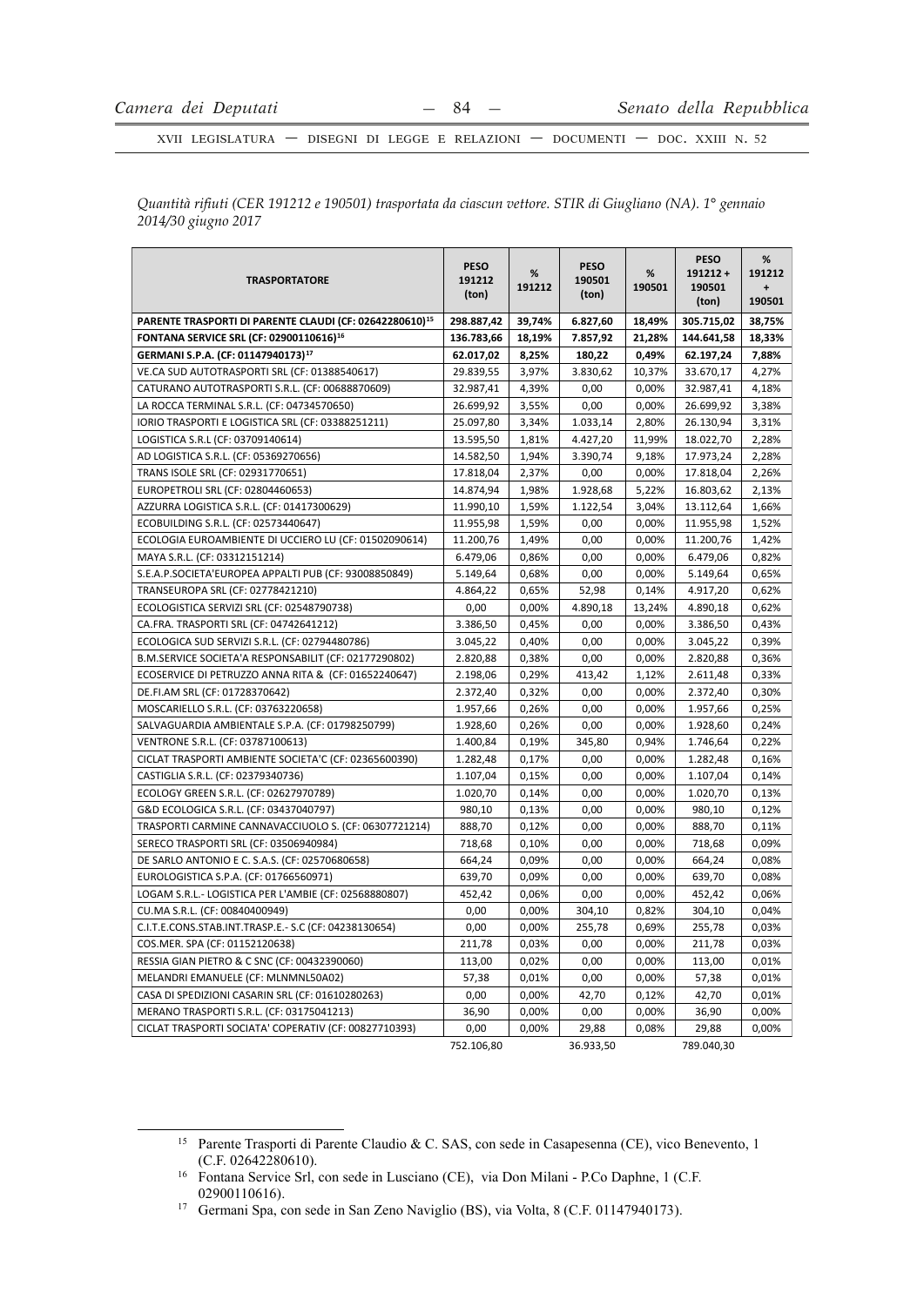*Quantità rifiuti (CER 191212 e 190501) trasportata da ciascun vettore. STIR di Giugliano (NA). 1° gennaio 2014/30 giugno 2017*

| TRASPORTATORE | PESO 191212 (ton) | % 191212 | PESO 190501 (ton) | % 190501 | PESO 191212 + 190501 (ton) | % 191212 + 190501 |
|---|---|---|---|---|---|---|
| **PARENTE TRASPORTI DI PARENTE CLAUDI (CF: 02642280610)[15]** | **298.887,42** | **39,74%** | **6.827,60** | **18,49%** | **305.715,02** | **38,75%** |
| **FONTANA SERVICE SRL (CF: 02900110616)[16]** | **136.783,66** | **18,19%** | **7.857,92** | **21,28%** | **144.641,58** | **18,33%** |
| **GERMANI S.P.A. (CF: 01147940173)[17]** | **62.017,02** | **8,25%** | **180,22** | **0,49%** | **62.197,24** | **7,88%** |
| VE.CA SUD AUTOTRASPORTI SRL (CF: 01388540617) | 29.839,55 | 3,97% | 3.830,62 | 10,37% | 33.670,17 | 4,27% |
| CATURANO AUTOTRASPORTI S.R.L. (CF: 00688870609) | 32.987,41 | 4,39% | 0,00 | 0,00% | 32.987,41 | 4,18% |
| LA ROCCA TERMINAL S.R.L. (CF: 04734570650) | 26.699,92 | 3,55% | 0,00 | 0,00% | 26.699,92 | 3,38% |
| IORIO TRASPORTI E LOGISTICA SRL (CF: 03388251211) | 25.097,80 | 3,34% | 1.033,14 | 2,80% | 26.130,94 | 3,31% |
| LOGISTICA S.R.L (CF: 03709140614) | 13.595,50 | 1,81% | 4.427,20 | 11,99% | 18.022,70 | 2,28% |
| AD LOGISTICA S.R.L. (CF: 05369270656) | 14.582,50 | 1,94% | 3.390,74 | 9,18% | 17.973,24 | 2,28% |
| TRANS ISOLE SRL (CF: 02931770651) | 17.818,04 | 2,37% | 0,00 | 0,00% | 17.818,04 | 2,26% |
| EUROPETROLI SRL (CF: 02804460653) | 14.874,94 | 1,98% | 1.928,68 | 5,22% | 16.803,62 | 2,13% |
| AZZURRA LOGISTICA S.R.L. (CF: 01417300629) | 11.990,10 | 1,59% | 1.122,54 | 3,04% | 13.112,64 | 1,66% |
| ECOBUILDING S.R.L. (CF: 02573440647) | 11.955,98 | 1,59% | 0,00 | 0,00% | 11.955,98 | 1,52% |
| ECOLOGIA EUROAMBIENTE DI UCCIERO LU (CF: 01502090614) | 11.200,76 | 1,49% | 0,00 | 0,00% | 11.200,76 | 1,42% |
| MAYA S.R.L. (CF: 03312151214) | 6.479,06 | 0,86% | 0,00 | 0,00% | 6.479,06 | 0,82% |
| S.E.A.P.SOCIETA'EUROPEA APPALTI PUB (CF: 93008850849) | 5.149,64 | 0,68% | 0,00 | 0,00% | 5.149,64 | 0,65% |
| TRANSEUROPA SRL (CF: 02778421210) | 4.864,22 | 0,65% | 52,98 | 0,14% | 4.917,20 | 0,62% |
| ECOLOGISTICA SERVIZI SRL (CF: 02548790738) | 0,00 | 0,00% | 4.890,18 | 13,24% | 4.890,18 | 0,62% |
| CA.FRA. TRASPORTI SRL (CF: 04742641212) | 3.386,50 | 0,45% | 0,00 | 0,00% | 3.386,50 | 0,43% |
| ECOLOGICA SUD SERVIZI S.R.L. (CF: 02794480786) | 3.045,22 | 0,40% | 0,00 | 0,00% | 3.045,22 | 0,39% |
| B.M.SERVICE SOCIETA'A RESPONSABILIT (CF: 02177290802) | 2.820,88 | 0,38% | 0,00 | 0,00% | 2.820,88 | 0,36% |
| ECOSERVICE DI PETRUZZO ANNA RITA & (CF: 01652240647) | 2.198,06 | 0,29% | 413,42 | 1,12% | 2.611,48 | 0,33% |
| DE.FI.AM SRL (CF: 01728370642) | 2.372,40 | 0,32% | 0,00 | 0,00% | 2.372,40 | 0,30% |
| MOSCARIELLO S.R.L. (CF: 03763220658) | 1.957,66 | 0,26% | 0,00 | 0,00% | 1.957,66 | 0,25% |
| SALVAGUARDIA AMBIENTALE S.P.A. (CF: 01798250799) | 1.928,60 | 0,26% | 0,00 | 0,00% | 1.928,60 | 0,24% |
| VENTRONE S.R.L. (CF: 03787100613) | 1.400,84 | 0,19% | 345,80 | 0,94% | 1.746,64 | 0,22% |
| CICLAT TRASPORTI AMBIENTE SOCIETA'C (CF: 02365600390) | 1.282,48 | 0,17% | 0,00 | 0,00% | 1.282,48 | 0,16% |
| CASTIGLIA S.R.L. (CF: 02379340736) | 1.107,04 | 0,15% | 0,00 | 0,00% | 1.107,04 | 0,14% |
| ECOLOGY GREEN S.R.L. (CF: 02627970789) | 1.020,70 | 0,14% | 0,00 | 0,00% | 1.020,70 | 0,13% |
| G&D ECOLOGICA S.R.L. (CF: 03437040797) | 980,10 | 0,13% | 0,00 | 0,00% | 980,10 | 0,12% |
| TRASPORTI CARMINE CANNAVACCIUOLO S. (CF: 06307721214) | 888,70 | 0,12% | 0,00 | 0,00% | 888,70 | 0,11% |
| SERECO TRASPORTI SRL (CF: 03506940984) | 718,68 | 0,10% | 0,00 | 0,00% | 718,68 | 0,09% |
| DE SARLO ANTONIO E C. S.A.S. (CF: 02570680658) | 664,24 | 0,09% | 0,00 | 0,00% | 664,24 | 0,08% |
| EUROLOGISTICA S.P.A. (CF: 01766560971) | 639,70 | 0,09% | 0,00 | 0,00% | 639,70 | 0,08% |
| LOGAM S.R.L.- LOGISTICA PER L'AMBIE (CF: 02568880807) | 452,42 | 0,06% | 0,00 | 0,00% | 452,42 | 0,06% |
| CU.MA S.R.L. (CF: 00840400949) | 0,00 | 0,00% | 304,10 | 0,82% | 304,10 | 0,04% |
| C.I.T.E.CONS.STAB.INT.TRASP.E.- S.C (CF: 04238130654) | 0,00 | 0,00% | 255,78 | 0,69% | 255,78 | 0,03% |
| COS.MER. SPA (CF: 01152120638) | 211,78 | 0,03% | 0,00 | 0,00% | 211,78 | 0,03% |
| RESSIA GIAN PIETRO & C SNC (CF: 00432390060) | 113,00 | 0,02% | 0,00 | 0,00% | 113,00 | 0,01% |
| MELANDRI EMANUELE (CF: MLNMNL50A02) | 57,38 | 0,01% | 0,00 | 0,00% | 57,38 | 0,01% |
| CASA DI SPEDIZIONI CASARIN SRL (CF: 01610280263) | 0,00 | 0,00% | 42,70 | 0,12% | 42,70 | 0,01% |
| MERANO TRASPORTI S.R.L. (CF: 03175041213) | 36,90 | 0,00% | 0,00 | 0,00% | 36,90 | 0,00% |
| CICLAT TRASPORTI SOCIATA' COPERATIV (CF: 00827710393) | 0,00 | 0,00% | 29,88 | 0,08% | 29,88 | 0,00% |
| | 752.106,80 | | 36.933,50 | | 789.040,30 | |

[15] Parente Trasporti di Parente Claudio & C. SAS, con sede in Casapesenna (CE), vico Benevento, 1 (C.F. 02642280610).

[16] Fontana Service Srl, con sede in Lusciano (CE), via Don Milani - P.Co Daphne, 1 (C.F. 02900110616).

[17] Germani Spa, con sede in San Zeno Naviglio (BS), via Volta, 8 (C.F. 01147940173).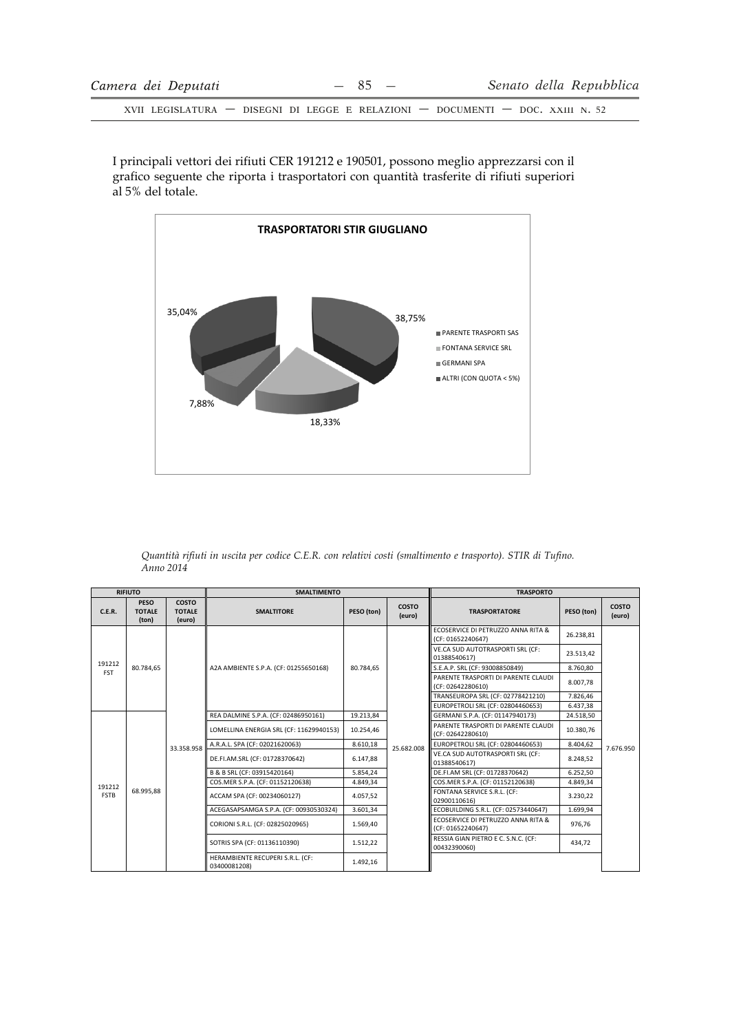I principali vettori dei rifiuti CER 191212 e 190501, possono meglio apprezzarsi con il grafico seguente che riporta i trasportatori con quantità trasferite di rifiuti superiori al 5% del totale.

**TRASPORTATORI STIR GIUGLIANO**

- PARENTE TRASPORTI SAS: 38,75%
- FONTANA SERVICE SRL: 18,33%
- GERMANI SPA: 7,88%
- ALTRI (CON QUOTA < 5%): 35,04%

*Quantità rifiuti in uscita per codice C.E.R. con relativi costi (smaltimento e trasporto). STIR di Tufino. Anno 2014*

| RIFIUTO | | | SMALTIMENTO | | | TRASPORTO | | |
|---|---|---|---|---|---|---|---|---|
| C.E.R. | PESO TOTALE (ton) | COSTO TOTALE (euro) | SMALTITORE | PESO (ton) | COSTO (euro) | TRASPORTATORE | PESO (ton) | COSTO (euro) |
| 191212 FST | 80.784,65 | 33.358.958 | A2A AMBIENTE S.P.A. (CF: 01255650168) | 80.784,65 | 25.682.008 | ECOSERVICE DI PETRUZZO ANNA RITA & (CF: 01652240647) | 26.238,81 | 7.676.950 |
| | | | | | | VE.CA SUD AUTOTRASPORTI SRL (CF: 01388540617) | 23.513,42 | |
| | | | | | | S.E.A.P. SRL (CF: 93008850849) | 8.760,80 | |
| | | | | | | PARENTE TRASPORTI DI PARENTE CLAUDI (CF: 02642280610) | 8.007,78 | |
| | | | | | | TRANSEUROPA SRL (CF: 02778421210) | 7.826,46 | |
| | | | | | | EUROPETROLI SRL (CF: 02804460653) | 6.437,38 | |
| 191212 FSTB | 68.995,88 | | REA DALMINE S.P.A. (CF: 02486950161) | 19.213,84 | | GERMANI S.P.A. (CF: 01147940173) | 24.518,50 | |
| | | | LOMELLINA ENERGIA SRL (CF: 11629940153) | 10.254,46 | | PARENTE TRASPORTI DI PARENTE CLAUDI (CF: 02642280610) | 10.380,76 | |
| | | | A.R.A.L. SPA (CF: 02021620063) | 8.610,18 | | EUROPETROLI SRL (CF: 02804460653) | 8.404,62 | |
| | | | DE.FI.AM.SRL (CF: 01728370642) | 6.147,88 | | VE.CA SUD AUTOTRASPORTI SRL (CF: 01388540617) | 8.248,52 | |
| | | | B & B SRL (CF: 03915420164) | 5.854,24 | | DE.FI.AM SRL (CF: 01728370642) | 6.252,50 | |
| | | | COS.MER S.P.A. (CF: 01152120638) | 4.849,34 | | COS.MER S.P.A. (CF: 01152120638) | 4.849,34 | |
| | | | ACCAM SPA (CF: 00234060127) | 4.057,52 | | FONTANA SERVICE S.R.L. (CF: 02900110616) | 3.230,22 | |
| | | | ACEGASAPSAMGA S.P.A. (CF: 00930530324) | 3.601,34 | | ECOBUILDING S.R.L. (CF: 02573440647) | 1.699,94 | |
| | | | CORIONI S.R.L. (CF: 02825020965) | 1.569,40 | | ECOSERVICE DI PETRUZZO ANNA RITA & (CF: 01652240647) | 976,76 | |
| | | | SOTRIS SPA (CF: 01136110390) | 1.512,22 | | RESSIA GIAN PIETRO E C. S.N.C. (CF: 00432390060) | 434,72 | |
| | | | HERAMBIENTE RECUPERI S.R.L. (CF: 03400081208) | 1.492,16 | | | | |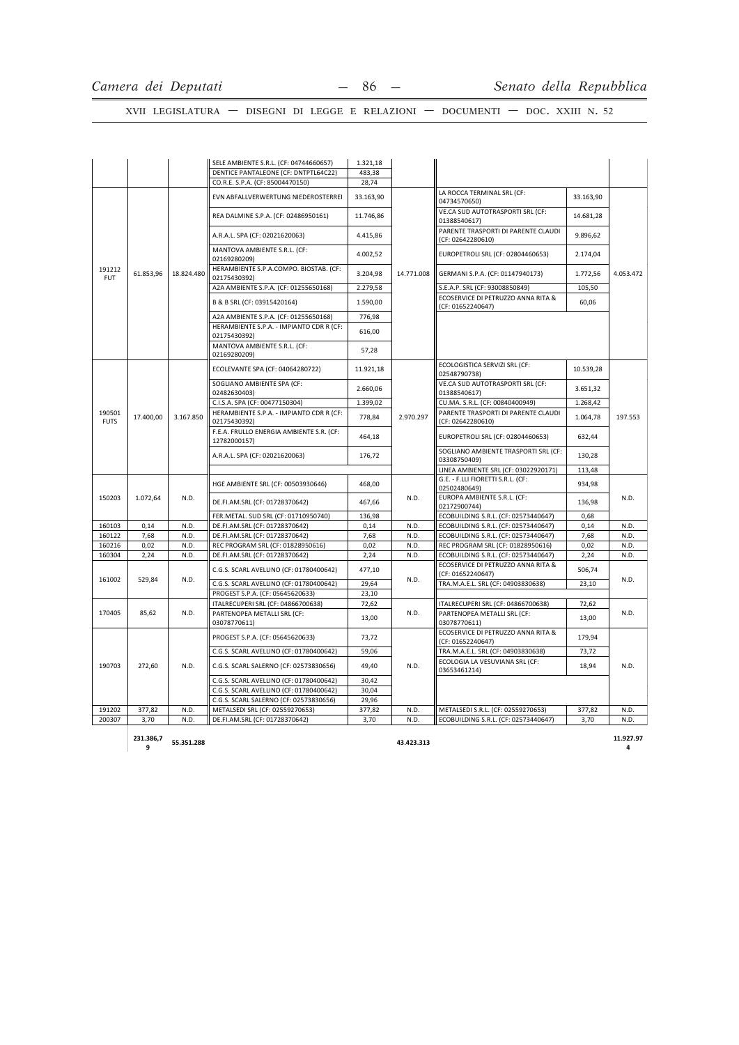| | | | SELE AMBIENTE S.R.L. (CF: 04744660657) | 1.321,18 | | | | |
|---|---|---|---|---|---|---|---|---|
| | | | DENTICE PANTALEONE (CF: DNTPTL64C22) | 483,38 | | | | |
| | | | CO.R.E. S.P.A. (CF: 85004470150) | 28,74 | | | | |
| 191212 FUT | 61.853,96 | 18.824.480 | EVN ABFALLVERWERTUNG NIEDEROSTERREI | 33.163,90 | 14.771.008 | LA ROCCA TERMINAL SRL (CF: 04734570650) | 33.163,90 | 4.053.472 |
| | | | REA DALMINE S.P.A. (CF: 02486950161) | 11.746,86 | | VE.CA SUD AUTOTRASPORTI SRL (CF: 01388540617) | 14.681,28 | |
| | | | A.R.A.L. SPA (CF: 02021620063) | 4.415,86 | | PARENTE TRASPORTI DI PARENTE CLAUDI (CF: 02642280610) | 9.896,62 | |
| | | | MANTOVA AMBIENTE S.R.L. (CF: 02169280209) | 4.002,52 | | EUROPETROLI SRL (CF: 02804460653) | 2.174,04 | |
| | | | HERAMBIENTE S.P.A.COMPO. BIOSTAB. (CF: 02175430392) | 3.204,98 | | GERMANI S.P.A. (CF: 01147940173) | 1.772,56 | |
| | | | A2A AMBIENTE S.P.A. (CF: 01255650168) | 2.279,58 | | S.E.A.P. SRL (CF: 93008850849) | 105,50 | |
| | | | B & B SRL (CF: 03915420164) | 1.590,00 | | ECOSERVICE DI PETRUZZO ANNA RITA & (CF: 01652240647) | 60,06 | |
| | | | A2A AMBIENTE S.P.A. (CF: 01255650168) | 776,98 | | | | |
| | | | HERAMBIENTE S.P.A. - IMPIANTO CDR R (CF: 02175430392) | 616,00 | | | | |
| | | | MANTOVA AMBIENTE S.R.L. (CF: 02169280209) | 57,28 | | | | |
| 190501 FUTS | 17.400,00 | 3.167.850 | ECOLEVANTE SPA (CF: 04064280722) | 11.921,18 | 2.970.297 | ECOLOGISTICA SERVIZI SRL (CF: 02548790738) | 10.539,28 | 197.553 |
| | | | SOGLIANO AMBIENTE SPA (CF: 02482630403) | 2.660,06 | | VE.CA SUD AUTOTRASPORTI SRL (CF: 01388540617) | 3.651,32 | |
| | | | C.I.S.A. SPA (CF: 00477150304) | 1.399,02 | | CU.MA. S.R.L. (CF: 00840400949) | 1.268,42 | |
| | | | HERAMBIENTE S.P.A. - IMPIANTO CDR R (CF: 02175430392) | 778,84 | | PARENTE TRASPORTI DI PARENTE CLAUDI (CF: 02642280610) | 1.064,78 | |
| | | | F.E.A. FRULLO ENERGIA AMBIENTE S.R. (CF: 12782000157) | 464,18 | | EUROPETROLI SRL (CF: 02804460653) | 632,44 | |
| | | | A.R.A.L. SPA (CF: 02021620063) | 176,72 | | SOGLIANO AMBIENTE TRASPORTI SRL (CF: 03308750409) | 130,28 | |
| | | | | | | LINEA AMBIENTE SRL (CF: 03022920171) | 113,48 | |
| 150203 | 1.072,64 | N.D. | HGE AMBIENTE SRL (CF: 00503930646) | 468,00 | N.D. | G.E. - F.LLI FIORETTI S.R.L. (CF: 02502480649) | 934,98 | N.D. |
| | | | DE.FI.AM.SRL (CF: 01728370642) | 467,66 | | EUROPA AMBIENTE S.R.L. (CF: 02172900744) | 136,98 | |
| | | | FER.METAL. SUD SRL (CF: 01710950740) | 136,98 | | ECOBUILDING S.R.L. (CF: 02573440647) | 0,68 | |
| 160103 | 0,14 | N.D. | DE.FI.AM.SRL (CF: 01728370642) | 0,14 | N.D. | ECOBUILDING S.R.L. (CF: 02573440647) | 0,14 | N.D. |
| 160122 | 7,68 | N.D. | DE.FI.AM.SRL (CF: 01728370642) | 7,68 | N.D. | ECOBUILDING S.R.L. (CF: 02573440647) | 7,68 | N.D. |
| 160216 | 0,02 | N.D. | REC PROGRAM SRL (CF: 01828950616) | 0,02 | N.D. | REC PROGRAM SRL (CF: 01828950616) | 0,02 | N.D. |
| 160304 | 2,24 | N.D. | DE.FI.AM.SRL (CF: 01728370642) | 2,24 | N.D. | ECOBUILDING S.R.L. (CF: 02573440647) | 2,24 | N.D. |
| 161002 | 529,84 | N.D. | C.G.S. SCARL AVELLINO (CF: 01780400642) | 477,10 | N.D. | ECOSERVICE DI PETRUZZO ANNA RITA & (CF: 01652240647) | 506,74 | N.D. |
| | | | C.G.S. SCARL AVELLINO (CF: 01780400642) | 29,64 | | TRA.M.A.E.L. SRL (CF: 04903830638) | 23,10 | |
| | | | PROGEST S.P.A. (CF: 05645620633) | 23,10 | | | | |
| 170405 | 85,62 | N.D. | ITALRECUPERI SRL (CF: 04866700638) | 72,62 | N.D. | ITALRECUPERI SRL (CF: 04866700638) | 72,62 | N.D. |
| | | | PARTENOPEA METALLI SRL (CF: 03078770611) | 13,00 | | PARTENOPEA METALLI SRL (CF: 03078770611) | 13,00 | |
| 190703 | 272,60 | N.D. | PROGEST S.P.A. (CF: 05645620633) | 73,72 | N.D. | ECOSERVICE DI PETRUZZO ANNA RITA & (CF: 01652240647) | 179,94 | N.D. |
| | | | C.G.S. SCARL AVELLINO (CF: 01780400642) | 59,06 | | TRA.M.A.E.L. SRL (CF: 04903830638) | 73,72 | |
| | | | C.G.S. SCARL SALERNO (CF: 02573830656) | 49,40 | | ECOLOGIA LA VESUVIANA SRL (CF: 03653461214) | 18,94 | |
| | | | C.G.S. SCARL AVELLINO (CF: 01780400642) | 30,42 | | | | |
| | | | C.G.S. SCARL AVELLINO (CF: 01780400642) | 30,04 | | | | |
| | | | C.G.S. SCARL SALERNO (CF: 02573830656) | 29,96 | | | | |
| 191202 | 377,82 | N.D. | METALSEDI SRL (CF: 02559270653) | 377,82 | N.D. | METALSEDI S.R.L. (CF: 02559270653) | 377,82 | N.D. |
| 200307 | 3,70 | N.D. | DE.FI.AM.SRL (CF: 01728370642) | 3,70 | N.D. | ECOBUILDING S.R.L. (CF: 02573440647) | 3,70 | N.D. |
| | **231.386,79** | **55.351.288** | | | **43.423.313** | | | **11.927.974** |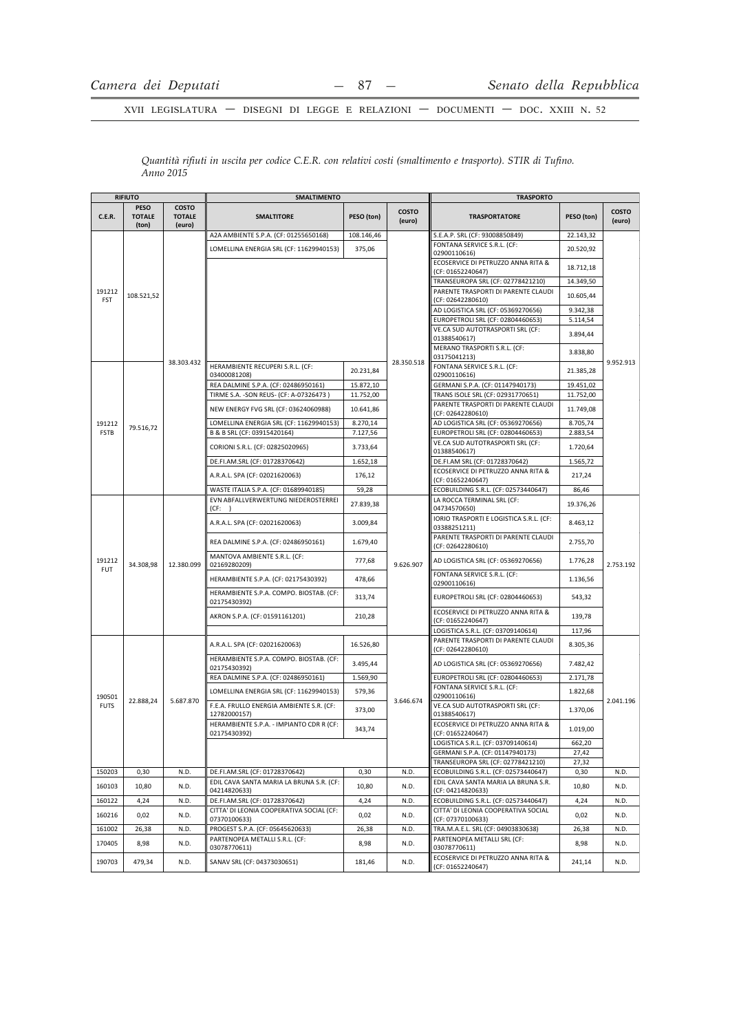*Quantità rifiuti in uscita per codice C.E.R. con relativi costi (smaltimento e trasporto). STIR di Tufino. Anno 2015*

| RIFIUTO | | | SMALTIMENTO | | | TRASPORTO | | |
|---|---|---|---|---|---|---|---|---|
| C.E.R. | PESO TOTALE (ton) | COSTO TOTALE (euro) | SMALTITORE | PESO (ton) | COSTO (euro) | TRASPORTATORE | PESO (ton) | COSTO (euro) |
| 191212 FST | 108.521,52 | 38.303.432 | A2A AMBIENTE S.P.A. (CF: 01255650168) | 108.146,46 | 28.350.518 | S.E.A.P. SRL (CF: 93008850849) | 22.143,32 | 9.952.913 |
| | | | LOMELLINA ENERGIA SRL (CF: 11629940153) | 375,06 | | FONTANA SERVICE S.R.L. (CF: 02900110616) | 20.520,92 | |
| | | | | | | ECOSERVICE DI PETRUZZO ANNA RITA & (CF: 01652240647) | 18.712,18 | |
| | | | | | | TRANSEUROPA SRL (CF: 02778421210) | 14.349,50 | |
| | | | | | | PARENTE TRASPORTI DI PARENTE CLAUDI (CF: 02642280610) | 10.605,44 | |
| | | | | | | AD LOGISTICA SRL (CF: 05369270656) | 9.342,38 | |
| | | | | | | EUROPETROLI SRL (CF: 02804460653) | 5.114,54 | |
| | | | | | | VE.CA SUD AUTOTRASPORTI SRL (CF: 01388540617) | 3.894,44 | |
| | | | | | | MERANO TRASPORTI S.R.L. (CF: 03175041213) | 3.838,80 | |
| 191212 FSTB | 79.516,72 | | HERAMBIENTE RECUPERI S.R.L. (CF: 03400081208) | 20.231,84 | | FONTANA SERVICE S.R.L. (CF: 02900110616) | 21.385,28 | |
| | | | REA DALMINE S.P.A. (CF: 02486950161) | 15.872,10 | | GERMANI S.P.A. (CF: 01147940173) | 19.451,02 | |
| | | | TIRME S.A. -SON REUS- (CF: A-07326473 ) | 11.752,00 | | TRANS ISOLE SRL (CF: 02931770651) | 11.752,00 | |
| | | | NEW ENERGY FVG SRL (CF: 03624060988) | 10.641,86 | | PARENTE TRASPORTI DI PARENTE CLAUDI (CF: 02642280610) | 11.749,08 | |
| | | | LOMELLINA ENERGIA SRL (CF: 11629940153) | 8.270,14 | | AD LOGISTICA SRL (CF: 05369270656) | 8.705,74 | |
| | | | B & B SRL (CF: 03915420164) | 7.127,56 | | EUROPETROLI SRL (CF: 02804460653) | 2.883,54 | |
| | | | CORIONI S.R.L. (CF: 02825020965) | 3.733,64 | | VE.CA SUD AUTOTRASPORTI SRL (CF: 01388540617) | 1.720,64 | |
| | | | DE.FI.AM.SRL (CF: 01728370642) | 1.652,18 | | DE.FI.AM SRL (CF: 01728370642) | 1.565,72 | |
| | | | A.R.A.L. SPA (CF: 02021620063) | 176,12 | | ECOSERVICE DI PETRUZZO ANNA RITA & (CF: 01652240647) | 217,24 | |
| | | | WASTE ITALIA S.P.A. (CF: 01689940185) | 59,28 | | ECOBUILDING S.R.L. (CF: 02573440647) | 86,46 | |
| 191212 FUT | 34.308,98 | 12.380.099 | EVN ABFALLVERWERTUNG NIEDEROSTERREI (CF: ) | 27.839,38 | 9.626.907 | LA ROCCA TERMINAL SRL (CF: 04734570650) | 19.376,26 | 2.753.192 |
| | | | A.R.A.L. SPA (CF: 02021620063) | 3.009,84 | | IORIO TRASPORTI E LOGISTICA S.R.L. (CF: 03388251211) | 8.463,12 | |
| | | | REA DALMINE S.P.A. (CF: 02486950161) | 1.679,40 | | PARENTE TRASPORTI DI PARENTE CLAUDI (CF: 02642280610) | 2.755,70 | |
| | | | MANTOVA AMBIENTE S.R.L. (CF: 02169280209) | 777,68 | | AD LOGISTICA SRL (CF: 05369270656) | 1.776,28 | |
| | | | HERAMBIENTE S.P.A. (CF: 02175430392) | 478,66 | | FONTANA SERVICE S.R.L. (CF: 02900110616) | 1.136,56 | |
| | | | HERAMBIENTE S.P.A. COMPO. BIOSTAB. (CF: 02175430392) | 313,74 | | EUROPETROLI SRL (CF: 02804460653) | 543,32 | |
| | | | AKRON S.P.A. (CF: 01591161201) | 210,28 | | ECOSERVICE DI PETRUZZO ANNA RITA & (CF: 01652240647) | 139,78 | |
| | | | | | | LOGISTICA S.R.L. (CF: 03709140614) | 117,96 | |
| 190501 FUTS | 22.888,24 | 5.687.870 | A.R.A.L. SPA (CF: 02021620063) | 16.526,80 | 3.646.674 | PARENTE TRASPORTI DI PARENTE CLAUDI (CF: 02642280610) | 8.305,36 | 2.041.196 |
| | | | HERAMBIENTE S.P.A. COMPO. BIOSTAB. (CF: 02175430392) | 3.495,44 | | AD LOGISTICA SRL (CF: 05369270656) | 7.482,42 | |
| | | | REA DALMINE S.P.A. (CF: 02486950161) | 1.569,90 | | EUROPETROLI SRL (CF: 02804460653) | 2.171,78 | |
| | | | LOMELLINA ENERGIA SRL (CF: 11629940153) | 579,36 | | FONTANA SERVICE S.R.L. (CF: 02900110616) | 1.822,68 | |
| | | | F.E.A. FRULLO ENERGIA AMBIENTE S.R. (CF: 12782000157) | 373,00 | | VE.CA SUD AUTOTRASPORTI SRL (CF: 01388540617) | 1.370,06 | |
| | | | HERAMBIENTE S.P.A. - IMPIANTO CDR R (CF: 02175430392) | 343,74 | | ECOSERVICE DI PETRUZZO ANNA RITA & (CF: 01652240647) | 1.019,00 | |
| | | | | | | LOGISTICA S.R.L. (CF: 03709140614) | 662,20 | |
| | | | | | | GERMANI S.P.A. (CF: 01147940173) | 27,42 | |
| | | | | | | TRANSEUROPA SRL (CF: 02778421210) | 27,32 | |
| 150203 | 0,30 | N.D. | DE.FI.AM.SRL (CF: 01728370642) | 0,30 | N.D. | ECOBUILDING S.R.L. (CF: 02573440647) | 0,30 | N.D. |
| 160103 | 10,80 | N.D. | EDIL CAVA SANTA MARIA LA BRUNA S.R. (CF: 04214820633) | 10,80 | N.D. | EDIL CAVA SANTA MARIA LA BRUNA S.R. (CF: 04214820633) | 10,80 | N.D. |
| 160122 | 4,24 | N.D. | DE.FI.AM.SRL (CF: 01728370642) | 4,24 | N.D. | ECOBUILDING S.R.L. (CF: 02573440647) | 4,24 | N.D. |
| 160216 | 0,02 | N.D. | CITTA' DI LEONIA COOPERATIVA SOCIAL (CF: 07370100633) | 0,02 | N.D. | CITTA' DI LEONIA COOPERATIVA SOCIAL (CF: 07370100633) | 0,02 | N.D. |
| 161002 | 26,38 | N.D. | PROGEST S.P.A. (CF: 05645620633) | 26,38 | N.D. | TRA.M.A.E.L. SRL (CF: 04903830638) | 26,38 | N.D. |
| 170405 | 8,98 | N.D. | PARTENOPEA METALLI S.R.L. (CF: 03078770611) | 8,98 | N.D. | PARTENOPEA METALLI SRL (CF: 03078770611) | 8,98 | N.D. |
| 190703 | 479,34 | N.D. | SANAV SRL (CF: 04373030651) | 181,46 | N.D. | ECOSERVICE DI PETRUZZO ANNA RITA & (CF: 01652240647) | 241,14 | N.D. |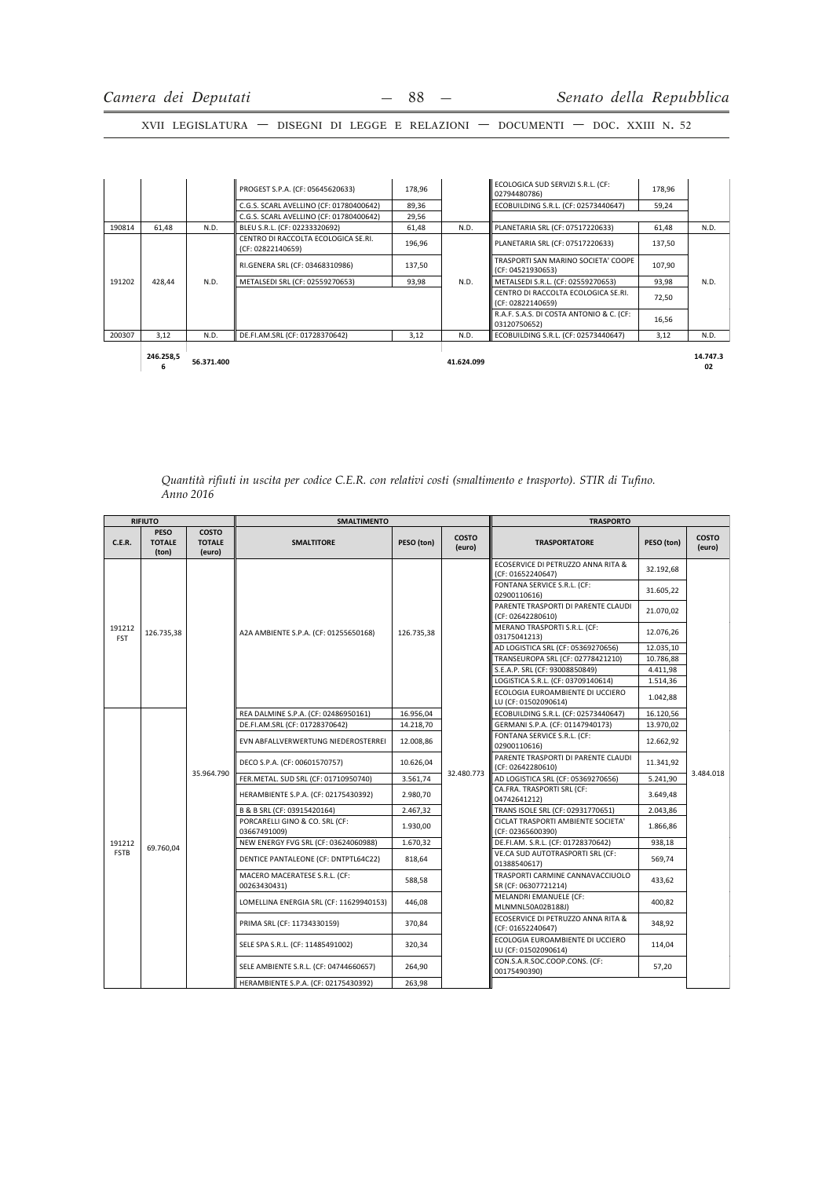| | | | PROGEST S.P.A. (CF: 05645620633) | 178,96 | | ECOLOGICA SUD SERVIZI S.R.L. (CF: 02794480786) | 178,96 | |
|---|---|---|---|---|---|---|---|---|
| | | | C.G.S. SCARL AVELLINO (CF: 01780400642) | 89,36 | | ECOBUILDING S.R.L. (CF: 02573440647) | 59,24 | |
| | | | C.G.S. SCARL AVELLINO (CF: 01780400642) | 29,56 | | | | |
| 190814 | 61,48 | N.D. | BLEU S.R.L. (CF: 02233320692) | 61,48 | N.D. | PLANETARIA SRL (CF: 07517220633) | 61,48 | N.D. |
| 191202 | 428,44 | N.D. | CENTRO DI RACCOLTA ECOLOGICA SE.RI. (CF: 02822140659) | 196,96 | N.D. | PLANETARIA SRL (CF: 07517220633) | 137,50 | N.D. |
| | | | RI.GENERA SRL (CF: 03468310986) | 137,50 | | TRASPORTI SAN MARINO SOCIETA' COOPE (CF: 04521930653) | 107,90 | |
| | | | METALSEDI SRL (CF: 02559270653) | 93,98 | | METALSEDI S.R.L. (CF: 02559270653) | 93,98 | |
| | | | | | | CENTRO DI RACCOLTA ECOLOGICA SE.RI. (CF: 02822140659) | 72,50 | |
| | | | | | | R.A.F. S.A.S. DI COSTA ANTONIO & C. (CF: 03120750652) | 16,56 | |
| 200307 | 3,12 | N.D. | DE.FI.AM.SRL (CF: 01728370642) | 3,12 | N.D. | ECOBUILDING S.R.L. (CF: 02573440647) | 3,12 | N.D. |
| | 246.258,56 | 56.371.400 | | | 41.624.099 | | | 14.747.302 |

*Quantità rifiuti in uscita per codice C.E.R. con relativi costi (smaltimento e trasporto). STIR di Tufino. Anno 2016*

| RIFIUTO | | | SMALTIMENTO | | | TRASPORTO | | |
|---|---|---|---|---|---|---|---|---|
| C.E.R. | PESO TOTALE (ton) | COSTO TOTALE (euro) | SMALTITORE | PESO (ton) | COSTO (euro) | TRASPORTATORE | PESO (ton) | COSTO (euro) |
| 191212 FST | 126.735,38 | 35.964.790 | A2A AMBIENTE S.P.A. (CF: 01255650168) | 126.735,38 | 32.480.773 | ECOSERVICE DI PETRUZZO ANNA RITA & (CF: 01652240647) | 32.192,68 | 3.484.018 |
| | | | | | | FONTANA SERVICE S.R.L. (CF: 02900110616) | 31.605,22 | |
| | | | | | | PARENTE TRASPORTI DI PARENTE CLAUDI (CF: 02642280610) | 21.070,02 | |
| | | | | | | MERANO TRASPORTI S.R.L. (CF: 03175041213) | 12.076,26 | |
| | | | | | | AD LOGISTICA SRL (CF: 05369270656) | 12.035,10 | |
| | | | | | | TRANSEUROPA SRL (CF: 02778421210) | 10.786,88 | |
| | | | | | | S.E.A.P. SRL (CF: 93008850849) | 4.411,98 | |
| | | | | | | LOGISTICA S.R.L. (CF: 03709140614) | 1.514,36 | |
| | | | | | | ECOLOGIA EUROAMBIENTE DI UCCIERO LU (CF: 01502090614) | 1.042,88 | |
| 191212 FSTB | 69.760,04 | | REA DALMINE S.P.A. (CF: 02486950161) | 16.956,04 | | ECOBUILDING S.R.L. (CF: 02573440647) | 16.120,56 | |
| | | | DE.FI.AM.SRL (CF: 01728370642) | 14.218,70 | | GERMANI S.P.A. (CF: 01147940173) | 13.970,02 | |
| | | | EVN ABFALLVERWERTUNG NIEDEROSTERREI | 12.008,86 | | FONTANA SERVICE S.R.L. (CF: 02900110616) | 12.662,92 | |
| | | | DECO S.P.A. (CF: 00601570757) | 10.626,04 | | PARENTE TRASPORTI DI PARENTE CLAUDI (CF: 02642280610) | 11.341,92 | |
| | | | FER.METAL. SUD SRL (CF: 01710950740) | 3.561,74 | | AD LOGISTICA SRL (CF: 05369270656) | 5.241,90 | |
| | | | HERAMBIENTE S.P.A. (CF: 02175430392) | 2.980,70 | | CA.FRA. TRASPORTI SRL (CF: 04742641212) | 3.649,48 | |
| | | | B & B SRL (CF: 03915420164) | 2.467,32 | | TRANS ISOLE SRL (CF: 02931770651) | 2.043,86 | |
| | | | PORCARELLI GINO & CO. SRL (CF: 03667491009) | 1.930,00 | | CICLAT TRASPORTI AMBIENTE SOCIETA' (CF: 02365600390) | 1.866,86 | |
| | | | NEW ENERGY FVG SRL (CF: 03624060988) | 1.670,32 | | DE.FI.AM. S.R.L. (CF: 01728370642) | 938,18 | |
| | | | DENTICE PANTALEONE (CF: DNTPTL64C22) | 818,64 | | VE.CA SUD AUTOTRASPORTI SRL (CF: 01388540617) | 569,74 | |
| | | | MACERO MACERATESE S.R.L. (CF: 00263430431) | 588,58 | | TRASPORTI CARMINE CANNAVACCIUOLO SR (CF: 06307721214) | 433,62 | |
| | | | LOMELLINA ENERGIA SRL (CF: 11629940153) | 446,08 | | MELANDRI EMANUELE (CF: MLNMNL50A02B188J) | 400,82 | |
| | | | PRIMA SRL (CF: 11734330159) | 370,84 | | ECOSERVICE DI PETRUZZO ANNA RITA & (CF: 01652240647) | 348,92 | |
| | | | SELE SPA S.R.L. (CF: 11485491002) | 320,34 | | ECOLOGIA EUROAMBIENTE DI UCCIERO LU (CF: 01502090614) | 114,04 | |
| | | | SELE AMBIENTE S.R.L. (CF: 04744660657) | 264,90 | | CON.S.A.R.SOC.COOP.CONS. (CF: 00175490390) | 57,20 | |
| | | | HERAMBIENTE S.P.A. (CF: 02175430392) | 263,98 | | | | |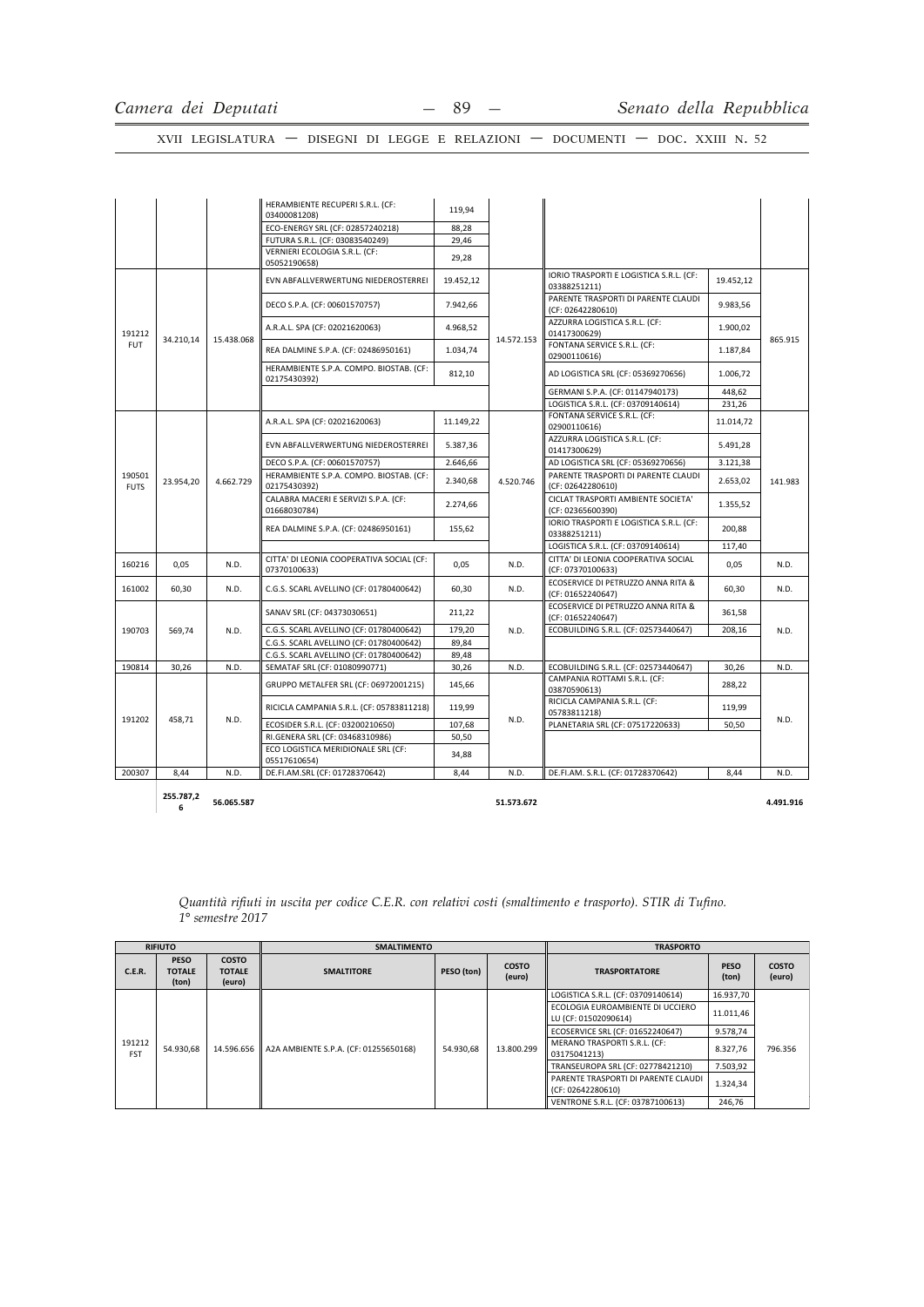| | | | HERAMBIENTE RECUPERI S.R.L. (CF: 03400081208) | 119,94 | | | | |
|---|---|---|---|---|---|---|---|---|
| | | | ECO-ENERGY SRL (CF: 02857240218) | 88,28 | | | | |
| | | | FUTURA S.R.L. (CF: 03083540249) | 29,46 | | | | |
| | | | VERNIERI ECOLOGIA S.R.L. (CF: 05052190658) | 29,28 | | | | |
| 191212 FUT | 34.210,14 | 15.438.068 | EVN ABFALLVERWERTUNG NIEDEROSTERREI | 19.452,12 | 14.572.153 | IORIO TRASPORTI E LOGISTICA S.R.L. (CF: 03388251211) | 19.452,12 | 865.915 |
| | | | DECO S.P.A. (CF: 00601570757) | 7.942,66 | | PARENTE TRASPORTI DI PARENTE CLAUDI (CF: 02642280610) | 9.983,56 | |
| | | | A.R.A.L. SPA (CF: 02021620063) | 4.968,52 | | AZZURRA LOGISTICA S.R.L. (CF: 01417300629) | 1.900,02 | |
| | | | REA DALMINE S.P.A. (CF: 02486950161) | 1.034,74 | | FONTANA SERVICE S.R.L. (CF: 02900110616) | 1.187,84 | |
| | | | HERAMBIENTE S.P.A. COMPO. BIOSTAB. (CF: 02175430392) | 812,10 | | AD LOGISTICA SRL (CF: 05369270656) | 1.006,72 | |
| | | | | | | GERMANI S.P.A. (CF: 01147940173) | 448,62 | |
| | | | | | | LOGISTICA S.R.L. (CF: 03709140614) | 231,26 | |
| 190501 FUTS | 23.954,20 | 4.662.729 | A.R.A.L. SPA (CF: 02021620063) | 11.149,22 | 4.520.746 | FONTANA SERVICE S.R.L. (CF: 02900110616) | 11.014,72 | 141.983 |
| | | | EVN ABFALLVERWERTUNG NIEDEROSTERREI | 5.387,36 | | AZZURRA LOGISTICA S.R.L. (CF: 01417300629) | 5.491,28 | |
| | | | DECO S.P.A. (CF: 00601570757) | 2.646,66 | | AD LOGISTICA SRL (CF: 05369270656) | 3.121,38 | |
| | | | HERAMBIENTE S.P.A. COMPO. BIOSTAB. (CF: 02175430392) | 2.340,68 | | PARENTE TRASPORTI DI PARENTE CLAUDI (CF: 02642280610) | 2.653,02 | |
| | | | CALABRA MACERI E SERVIZI S.P.A. (CF: 01668030784) | 2.274,66 | | CICLAT TRASPORTI AMBIENTE SOCIETA' (CF: 02365600390) | 1.355,52 | |
| | | | REA DALMINE S.P.A. (CF: 02486950161) | 155,62 | | IORIO TRASPORTI E LOGISTICA S.R.L. (CF: 03388251211) | 200,88 | |
| | | | | | | LOGISTICA S.R.L. (CF: 03709140614) | 117,40 | |
| 160216 | 0,05 | N.D. | CITTA' DI LEONIA COOPERATIVA SOCIAL (CF: 07370100633) | 0,05 | N.D. | CITTA' DI LEONIA COOPERATIVA SOCIAL (CF: 07370100633) | 0,05 | N.D. |
| 161002 | 60,30 | N.D. | C.G.S. SCARL AVELLINO (CF: 01780400642) | 60,30 | N.D. | ECOSERVICE DI PETRUZZO ANNA RITA & (CF: 01652240647) | 60,30 | N.D. |
| 190703 | 569,74 | N.D. | SANAV SRL (CF: 04373030651) | 211,22 | N.D. | ECOSERVICE DI PETRUZZO ANNA RITA & (CF: 01652240647) | 361,58 | N.D. |
| | | | C.G.S. SCARL AVELLINO (CF: 01780400642) | 179,20 | | ECOBUILDING S.R.L. (CF: 02573440647) | 208,16 | |
| | | | C.G.S. SCARL AVELLINO (CF: 01780400642) | 89,84 | | | | |
| | | | C.G.S. SCARL AVELLINO (CF: 01780400642) | 89,48 | | | | |
| 190814 | 30,26 | N.D. | SEMATAF SRL (CF: 01080990771) | 30,26 | N.D. | ECOBUILDING S.R.L. (CF: 02573440647) | 30,26 | N.D. |
| 191202 | 458,71 | N.D. | GRUPPO METALFER SRL (CF: 06972001215) | 145,66 | N.D. | CAMPANIA ROTTAMI S.R.L. (CF: 03870590613) | 288,22 | N.D. |
| | | | RICICLA CAMPANIA S.R.L. (CF: 05783811218) | 119,99 | | RICICLA CAMPANIA S.R.L. (CF: 05783811218) | 119,99 | |
| | | | ECOSIDER S.R.L. (CF: 03200210650) | 107,68 | | PLANETARIA SRL (CF: 07517220633) | 50,50 | |
| | | | RI.GENERA SRL (CF: 03468310986) | 50,50 | | | | |
| | | | ECO LOGISTICA MERIDIONALE SRL (CF: 05517610654) | 34,88 | | | | |
| 200307 | 8,44 | N.D. | DE.FI.AM.SRL (CF: 01728370642) | 8,44 | N.D. | DE.FI.AM. S.R.L. (CF: 01728370642) | 8,44 | N.D. |
| | **255.787,26** | **56.065.587** | | | **51.573.672** | | | **4.491.916** |

*Quantità rifiuti in uscita per codice C.E.R. con relativi costi (smaltimento e trasporto). STIR di Tufino. 1° semestre 2017*

| RIFIUTO | | | SMALTIMENTO | | | TRASPORTO | | |
|---|---|---|---|---|---|---|---|---|
| C.E.R. | PESO TOTALE (ton) | COSTO TOTALE (euro) | SMALTITORE | PESO (ton) | COSTO (euro) | TRASPORTATORE | PESO (ton) | COSTO (euro) |
| 191212 FST | 54.930,68 | 14.596.656 | A2A AMBIENTE S.P.A. (CF: 01255650168) | 54.930,68 | 13.800.299 | LOGISTICA S.R.L. (CF: 03709140614) | 16.937,70 | 796.356 |
| | | | | | | ECOLOGIA EUROAMBIENTE DI UCCIERO LU (CF: 01502090614) | 11.011,46 | |
| | | | | | | ECOSERVICE SRL (CF: 01652240647) | 9.578,74 | |
| | | | | | | MERANO TRASPORTI S.R.L. (CF: 03175041213) | 8.327,76 | |
| | | | | | | TRANSEUROPA SRL (CF: 02778421210) | 7.503,92 | |
| | | | | | | PARENTE TRASPORTI DI PARENTE CLAUDI (CF: 02642280610) | 1.324,34 | |
| | | | | | | VENTRONE S.R.L. (CF: 03787100613) | 246,76 | |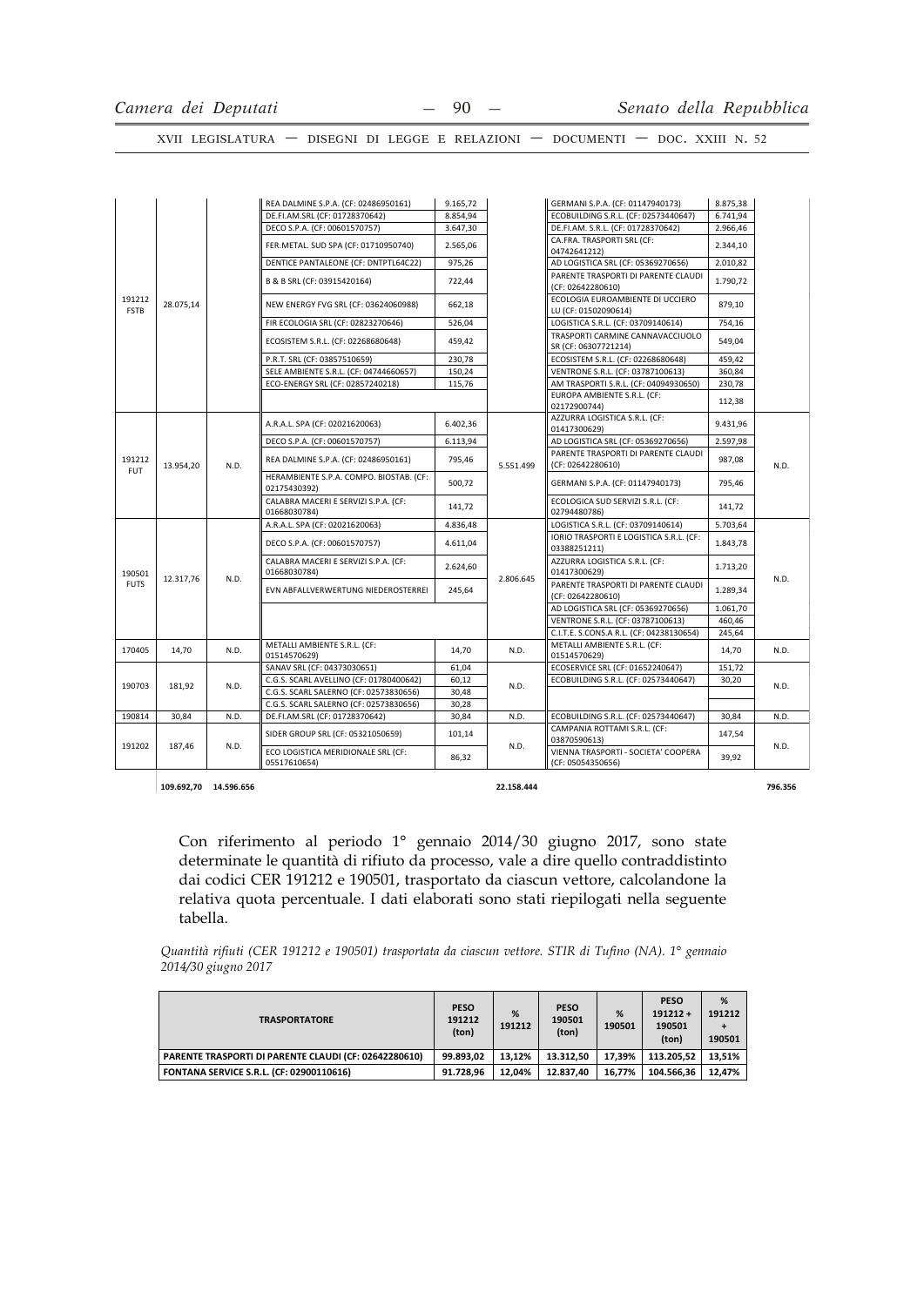| | | | | | | | | |
|---|---|---|---|---|---|---|---|---|
| 191212 FSTB | 28.075,14 | | REA DALMINE S.P.A. (CF: 02486950161) | 9.165,72 | | GERMANI S.P.A. (CF: 01147940173) | 8.875,38 | |
| | | | DE.FI.AM.SRL (CF: 01728370642) | 8.854,94 | | ECOBUILDING S.R.L. (CF: 02573440647) | 6.741,94 | |
| | | | DECO S.P.A. (CF: 00601570757) | 3.647,30 | | DE.FI.AM. S.R.L. (CF: 01728370642) | 2.966,46 | |
| | | | FER.METAL. SUD SPA (CF: 01710950740) | 2.565,06 | | CA.FRA. TRASPORTI SRL (CF: 04742641212) | 2.344,10 | |
| | | | DENTICE PANTALEONE (CF: DNTPTL64C22) | 975,26 | | AD LOGISTICA SRL (CF: 05369270656) | 2.010,82 | |
| | | | B & B SRL (CF: 03915420164) | 722,44 | | PARENTE TRASPORTI DI PARENTE CLAUDI (CF: 02642280610) | 1.790,72 | |
| | | | NEW ENERGY FVG SRL (CF: 03624060988) | 662,18 | | ECOLOGIA EUROAMBIENTE DI UCCIERO LU (CF: 01502090614) | 879,10 | |
| | | | FIR ECOLOGIA SRL (CF: 02823270646) | 526,04 | | LOGISTICA S.R.L. (CF: 03709140614) | 754,16 | |
| | | | ECOSISTEM S.R.L. (CF: 02268680648) | 459,42 | | TRASPORTI CARMINE CANNAVACCIUOLO SR (CF: 06307721214) | 549,04 | |
| | | | P.R.T. SRL (CF: 03857510659) | 230,78 | | ECOSISTEM S.R.L. (CF: 02268680648) | 459,42 | |
| | | | SELE AMBIENTE S.R.L. (CF: 04744660657) | 150,24 | | VENTRONE S.R.L. (CF: 03787100613) | 360,84 | |
| | | | ECO-ENERGY SRL (CF: 02857240218) | 115,76 | | AM TRASPORTI S.R.L. (CF: 04094930650) | 230,78 | |
| | | | | | | EUROPA AMBIENTE S.R.L. (CF: 02172900744) | 112,38 | |
| 191212 FUT | 13.954,20 | N.D. | A.R.A.L. SPA (CF: 02021620063) | 6.402,36 | 5.551.499 | AZZURRA LOGISTICA S.R.L. (CF: 01417300629) | 9.431,96 | N.D. |
| | | | DECO S.P.A. (CF: 00601570757) | 6.113,94 | | AD LOGISTICA SRL (CF: 05369270656) | 2.597,98 | |
| | | | REA DALMINE S.P.A. (CF: 02486950161) | 795,46 | | PARENTE TRASPORTI DI PARENTE CLAUDI (CF: 02642280610) | 987,08 | |
| | | | HERAMBIENTE S.P.A. COMPO. BIOSTAB. (CF: 02175430392) | 500,72 | | GERMANI S.P.A. (CF: 01147940173) | 795,46 | |
| | | | CALABRA MACERI E SERVIZI S.P.A. (CF: 01668030784) | 141,72 | | ECOLOGICA SUD SERVIZI S.R.L. (CF: 02794480786) | 141,72 | |
| 190501 FUTS | 12.317,76 | N.D. | A.R.A.L. SPA (CF: 02021620063) | 4.836,48 | 2.806.645 | LOGISTICA S.R.L. (CF: 03709140614) | 5.703,64 | N.D. |
| | | | DECO S.P.A. (CF: 00601570757) | 4.611,04 | | IORIO TRASPORTI E LOGISTICA S.R.L. (CF: 03388251211) | 1.843,78 | |
| | | | CALABRA MACERI E SERVIZI S.P.A. (CF: 01668030784) | 2.624,60 | | AZZURRA LOGISTICA S.R.L. (CF: 01417300629) | 1.713,20 | |
| | | | EVN ABFALLVERWERTUNG NIEDEROSTERREI | 245,64 | | PARENTE TRASPORTI DI PARENTE CLAUDI (CF: 02642280610) | 1.289,34 | |
| | | | | | | AD LOGISTICA SRL (CF: 05369270656) | 1.061,70 | |
| | | | | | | VENTRONE S.R.L. (CF: 03787100613) | 460,46 | |
| | | | | | | C.I.T.E. S.CONS.A R.L. (CF: 04238130654) | 245,64 | |
| 170405 | 14,70 | N.D. | METALLI AMBIENTE S.R.L. (CF: 01514570629) | 14,70 | N.D. | METALLI AMBIENTE S.R.L. (CF: 01514570629) | 14,70 | N.D. |
| 190703 | 181,92 | N.D. | SANAV SRL (CF: 04373030651) | 61,04 | N.D. | ECOSERVICE SRL (CF: 01652240647) | 151,72 | N.D. |
| | | | C.G.S. SCARL AVELLINO (CF: 01780400642) | 60,12 | | ECOBUILDING S.R.L. (CF: 02573440647) | 30,20 | |
| | | | C.G.S. SCARL SALERNO (CF: 02573830656) | 30,48 | | | | |
| | | | C.G.S. SCARL SALERNO (CF: 02573830656) | 30,28 | | | | |
| 190814 | 30,84 | N.D. | DE.FI.AM.SRL (CF: 01728370642) | 30,84 | N.D. | ECOBUILDING S.R.L. (CF: 02573440647) | 30,84 | N.D. |
| 191202 | 187,46 | N.D. | SIDER GROUP SRL (CF: 05321050659) | 101,14 | N.D. | CAMPANIA ROTTAMI S.R.L. (CF: 03870590613) | 147,54 | N.D. |
| | | | ECO LOGISTICA MERIDIONALE SRL (CF: 05517610654) | 86,32 | | VIENNA TRASPORTI - SOCIETA' COOPERA (CF: 05054350656) | 39,92 | |
| | **109.692,70** | **14.596.656** | | | **22.158.444** | | | **796.356** |

Con riferimento al periodo 1° gennaio 2014/30 giugno 2017, sono state determinate le quantità di rifiuto da processo, vale a dire quello contraddistinto dai codici CER 191212 e 190501, trasportato da ciascun vettore, calcolandone la relativa quota percentuale. I dati elaborati sono stati riepilogati nella seguente tabella.

*Quantità rifiuti (CER 191212 e 190501) trasportata da ciascun vettore. STIR di Tufino (NA). 1° gennaio 2014/30 giugno 2017*

| TRASPORTATORE | PESO 191212 (ton) | % 191212 | PESO 190501 (ton) | % 190501 | PESO 191212 + 190501 (ton) | % 191212 + 190501 |
|---|---|---|---|---|---|---|
| **PARENTE TRASPORTI DI PARENTE CLAUDI (CF: 02642280610)** | **99.893,02** | **13,12%** | **13.312,50** | **17,39%** | **113.205,52** | **13,51%** |
| **FONTANA SERVICE S.R.L. (CF: 02900110616)** | **91.728,96** | **12,04%** | **12.837,40** | **16,77%** | **104.566,36** | **12,47%** |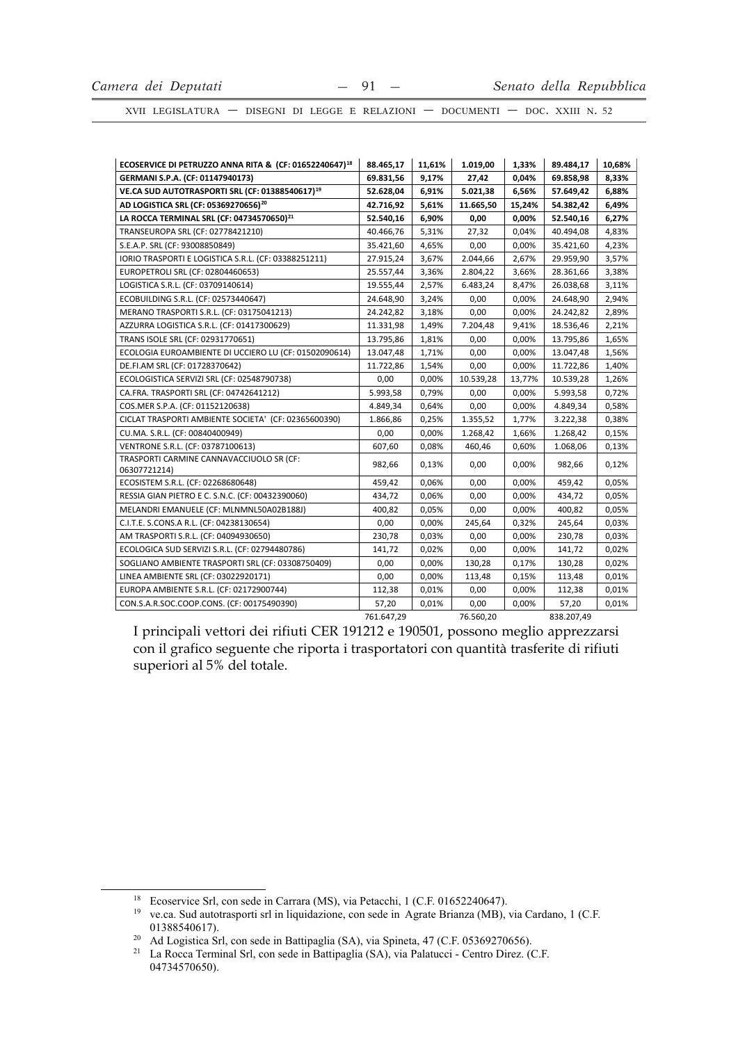| **ECOSERVICE DI PETRUZZO ANNA RITA & (CF: 01652240647)[18]** | **88.465,17** | **11,61%** | **1.019,00** | **1,33%** | **89.484,17** | **10,68%** |
|---|---|---|---|---|---|---|
| **GERMANI S.P.A. (CF: 01147940173)** | **69.831,56** | **9,17%** | **27,42** | **0,04%** | **69.858,98** | **8,33%** |
| **VE.CA SUD AUTOTRASPORTI SRL (CF: 01388540617)[19]** | **52.628,04** | **6,91%** | **5.021,38** | **6,56%** | **57.649,42** | **6,88%** |
| **AD LOGISTICA SRL (CF: 05369270656)[20]** | **42.716,92** | **5,61%** | **11.665,50** | **15,24%** | **54.382,42** | **6,49%** |
| **LA ROCCA TERMINAL SRL (CF: 04734570650)[21]** | **52.540,16** | **6,90%** | **0,00** | **0,00%** | **52.540,16** | **6,27%** |
| TRANSEUROPA SRL (CF: 02778421210) | 40.466,76 | 5,31% | 27,32 | 0,04% | 40.494,08 | 4,83% |
| S.E.A.P. SRL (CF: 93008850849) | 35.421,60 | 4,65% | 0,00 | 0,00% | 35.421,60 | 4,23% |
| IORIO TRASPORTI E LOGISTICA S.R.L. (CF: 03388251211) | 27.915,24 | 3,67% | 2.044,66 | 2,67% | 29.959,90 | 3,57% |
| EUROPETROLI SRL (CF: 02804460653) | 25.557,44 | 3,36% | 2.804,22 | 3,66% | 28.361,66 | 3,38% |
| LOGISTICA S.R.L. (CF: 03709140614) | 19.555,44 | 2,57% | 6.483,24 | 8,47% | 26.038,68 | 3,11% |
| ECOBUILDING S.R.L. (CF: 02573440647) | 24.648,90 | 3,24% | 0,00 | 0,00% | 24.648,90 | 2,94% |
| MERANO TRASPORTI S.R.L. (CF: 03175041213) | 24.242,82 | 3,18% | 0,00 | 0,00% | 24.242,82 | 2,89% |
| AZZURRA LOGISTICA S.R.L. (CF: 01417300629) | 11.331,98 | 1,49% | 7.204,48 | 9,41% | 18.536,46 | 2,21% |
| TRANS ISOLE SRL (CF: 02931770651) | 13.795,86 | 1,81% | 0,00 | 0,00% | 13.795,86 | 1,65% |
| ECOLOGIA EUROAMBIENTE DI UCCIERO LU (CF: 01502090614) | 13.047,48 | 1,71% | 0,00 | 0,00% | 13.047,48 | 1,56% |
| DE.FI.AM SRL (CF: 01728370642) | 11.722,86 | 1,54% | 0,00 | 0,00% | 11.722,86 | 1,40% |
| ECOLOGISTICA SERVIZI SRL (CF: 02548790738) | 0,00 | 0,00% | 10.539,28 | 13,77% | 10.539,28 | 1,26% |
| CA.FRA. TRASPORTI SRL (CF: 04742641212) | 5.993,58 | 0,79% | 0,00 | 0,00% | 5.993,58 | 0,72% |
| COS.MER S.P.A. (CF: 01152120638) | 4.849,34 | 0,64% | 0,00 | 0,00% | 4.849,34 | 0,58% |
| CICLAT TRASPORTI AMBIENTE SOCIETA' (CF: 02365600390) | 1.866,86 | 0,25% | 1.355,52 | 1,77% | 3.222,38 | 0,38% |
| CU.MA. S.R.L. (CF: 00840400949) | 0,00 | 0,00% | 1.268,42 | 1,66% | 1.268,42 | 0,15% |
| VENTRONE S.R.L. (CF: 03787100613) | 607,60 | 0,08% | 460,46 | 0,60% | 1.068,06 | 0,13% |
| TRASPORTI CARMINE CANNAVACCIUOLO SR (CF: 06307721214) | 982,66 | 0,13% | 0,00 | 0,00% | 982,66 | 0,12% |
| ECOSISTEM S.R.L. (CF: 02268680648) | 459,42 | 0,06% | 0,00 | 0,00% | 459,42 | 0,05% |
| RESSIA GIAN PIETRO E C. S.N.C. (CF: 00432390060) | 434,72 | 0,06% | 0,00 | 0,00% | 434,72 | 0,05% |
| MELANDRI EMANUELE (CF: MLNMNL50A02B188J) | 400,82 | 0,05% | 0,00 | 0,00% | 400,82 | 0,05% |
| C.I.T.E. S.CONS.A R.L. (CF: 04238130654) | 0,00 | 0,00% | 245,64 | 0,32% | 245,64 | 0,03% |
| AM TRASPORTI S.R.L. (CF: 04094930650) | 230,78 | 0,03% | 0,00 | 0,00% | 230,78 | 0,03% |
| ECOLOGICA SUD SERVIZI S.R.L. (CF: 02794480786) | 141,72 | 0,02% | 0,00 | 0,00% | 141,72 | 0,02% |
| SOGLIANO AMBIENTE TRASPORTI SRL (CF: 03308750409) | 0,00 | 0,00% | 130,28 | 0,17% | 130,28 | 0,02% |
| LINEA AMBIENTE SRL (CF: 03022920171) | 0,00 | 0,00% | 113,48 | 0,15% | 113,48 | 0,01% |
| EUROPA AMBIENTE S.R.L. (CF: 02172900744) | 112,38 | 0,01% | 0,00 | 0,00% | 112,38 | 0,01% |
| CON.S.A.R.SOC.COOP.CONS. (CF: 00175490390) | 57,20 | 0,01% | 0,00 | 0,00% | 57,20 | 0,01% |
| | 761.647,29 | | 76.560,20 | | 838.207,49 | |

I principali vettori dei rifiuti CER 191212 e 190501, possono meglio apprezzarsi con il grafico seguente che riporta i trasportatori con quantità trasferite di rifiuti superiori al 5% del totale.

[18] Ecoservice Srl, con sede in Carrara (MS), via Petacchi, 1 (C.F. 01652240647).

[19] ve.ca. Sud autotrasporti srl in liquidazione, con sede in Agrate Brianza (MB), via Cardano, 1 (C.F. 01388540617).

[20] Ad Logistica Srl, con sede in Battipaglia (SA), via Spineta, 47 (C.F. 05369270656).

[21] La Rocca Terminal Srl, con sede in Battipaglia (SA), via Palatucci - Centro Direz. (C.F. 04734570650).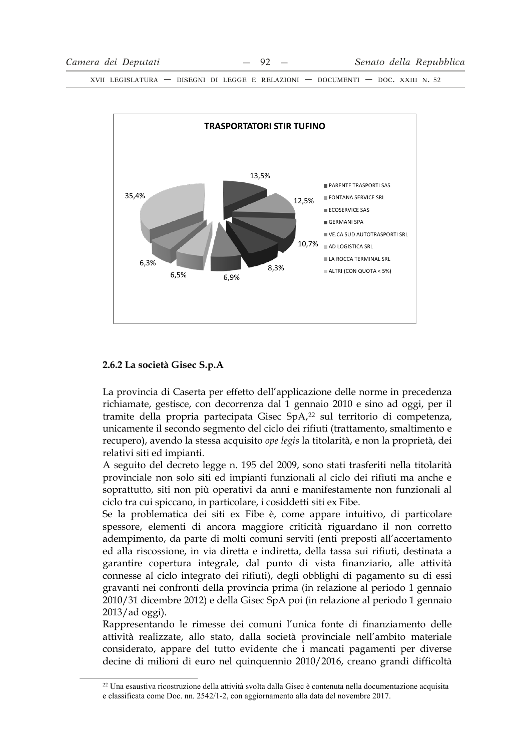**TRASPORTATORI STIR TUFINO**

- PARENTE TRASPORTI SAS: 13,5%
- FONTANA SERVICE SRL: 12,5%
- ECOSERVICE SAS: 10,7%
- GERMANI SPA: 8,3%
- VE.CA SUD AUTOTRASPORTI SRL: 6,9%
- AD LOGISTICA SRL: 6,5%
- LA ROCCA TERMINAL SRL: 6,3%
- ALTRI (CON QUOTA < 5%): 35,4%

### 2.6.2 La società Gisec S.p.A

La provincia di Caserta per effetto dell'applicazione delle norme in precedenza richiamate, gestisce, con decorrenza dal 1 gennaio 2010 e sino ad oggi, per il tramite della propria partecipata Gisec SpA,[22] sul territorio di competenza, unicamente il secondo segmento del ciclo dei rifiuti (trattamento, smaltimento e recupero), avendo la stessa acquisito *ope legis* la titolarità, e non la proprietà, dei relativi siti ed impianti.

A seguito del decreto legge n. 195 del 2009, sono stati trasferiti nella titolarità provinciale non solo siti ed impianti funzionali al ciclo dei rifiuti ma anche e soprattutto, siti non più operativi da anni e manifestamente non funzionali al ciclo tra cui spiccano, in particolare, i cosiddetti siti ex Fibe.

Se la problematica dei siti ex Fibe è, come appare intuitivo, di particolare spessore, elementi di ancora maggiore criticità riguardano il non corretto adempimento, da parte di molti comuni serviti (enti preposti all'accertamento ed alla riscossione, in via diretta e indiretta, della tassa sui rifiuti, destinata a garantire copertura integrale, dal punto di vista finanziario, alle attività connesse al ciclo integrato dei rifiuti), degli obblighi di pagamento su di essi gravanti nei confronti della provincia prima (in relazione al periodo 1 gennaio 2010/31 dicembre 2012) e della Gisec SpA poi (in relazione al periodo 1 gennaio 2013/ad oggi).

Rappresentando le rimesse dei comuni l'unica fonte di finanziamento delle attività realizzate, allo stato, dalla società provinciale nell'ambito materiale considerato, appare del tutto evidente che i mancati pagamenti per diverse decine di milioni di euro nel quinquennio 2010/2016, creano grandi difficoltà

[22] Una esaustiva ricostruzione della attività svolta dalla Gisec è contenuta nella documentazione acquisita e classificata come Doc. nn. 2542/1-2, con aggiornamento alla data del novembre 2017.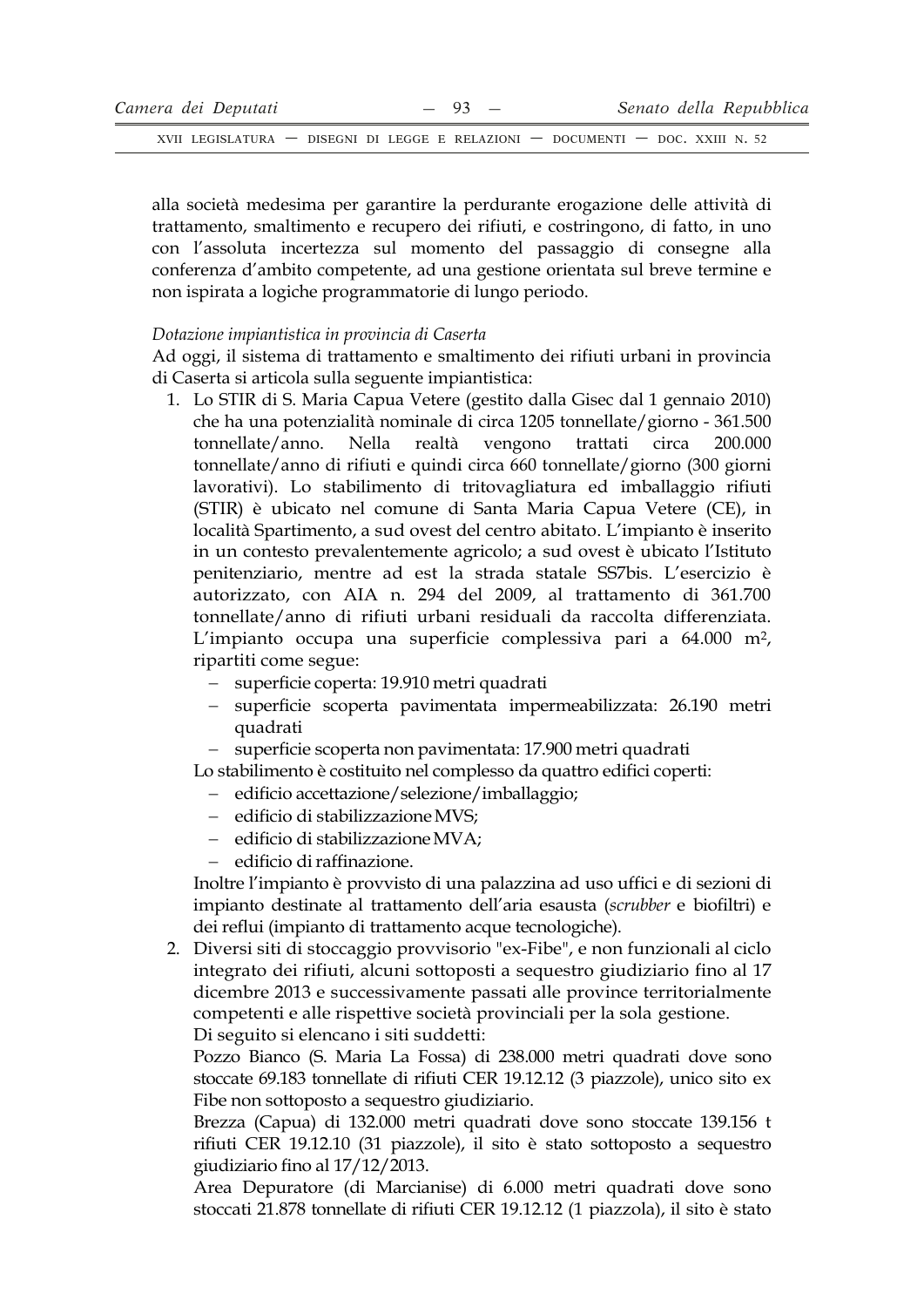alla società medesima per garantire la perdurante erogazione delle attività di trattamento, smaltimento e recupero dei rifiuti, e costringono, di fatto, in uno con l'assoluta incertezza sul momento del passaggio di consegne alla conferenza d'ambito competente, ad una gestione orientata sul breve termine e non ispirata a logiche programmatorie di lungo periodo.

*Dotazione impiantistica in provincia di Caserta*

Ad oggi, il sistema di trattamento e smaltimento dei rifiuti urbani in provincia di Caserta si articola sulla seguente impiantistica:

1. Lo STIR di S. Maria Capua Vetere (gestito dalla Gisec dal 1 gennaio 2010) che ha una potenzialità nominale di circa 1205 tonnellate/giorno - 361.500 tonnellate/anno. Nella realtà vengono trattati circa 200.000 tonnellate/anno di rifiuti e quindi circa 660 tonnellate/giorno (300 giorni lavorativi). Lo stabilimento di tritovagliatura ed imballaggio rifiuti (STIR) è ubicato nel comune di Santa Maria Capua Vetere (CE), in località Spartimento, a sud ovest del centro abitato. L'impianto è inserito in un contesto prevalentemente agricolo; a sud ovest è ubicato l'Istituto penitenziario, mentre ad est la strada statale SS7bis. L'esercizio è autorizzato, con AIA n. 294 del 2009, al trattamento di 361.700 tonnellate/anno di rifiuti urbani residuali da raccolta differenziata. L'impianto occupa una superficie complessiva pari a 64.000 m², ripartiti come segue:
   - superficie coperta: 19.910 metri quadrati
   - superficie scoperta pavimentata impermeabilizzata: 26.190 metri quadrati
   - superficie scoperta non pavimentata: 17.900 metri quadrati

   Lo stabilimento è costituito nel complesso da quattro edifici coperti:
   - edificio accettazione/selezione/imballaggio;
   - edificio di stabilizzazione MVS;
   - edificio di stabilizzazione MVA;
   - edificio di raffinazione.

   Inoltre l'impianto è provvisto di una palazzina ad uso uffici e di sezioni di impianto destinate al trattamento dell'aria esausta (*scrubber* e biofiltri) e dei reflui (impianto di trattamento acque tecnologiche).
2. Diversi siti di stoccaggio provvisorio "ex-Fibe", e non funzionali al ciclo integrato dei rifiuti, alcuni sottoposti a sequestro giudiziario fino al 17 dicembre 2013 e successivamente passati alle province territorialmente competenti e alle rispettive società provinciali per la sola gestione.

   Di seguito si elencano i siti suddetti:

   Pozzo Bianco (S. Maria La Fossa) di 238.000 metri quadrati dove sono stoccate 69.183 tonnellate di rifiuti CER 19.12.12 (3 piazzole), unico sito ex Fibe non sottoposto a sequestro giudiziario.

   Brezza (Capua) di 132.000 metri quadrati dove sono stoccate 139.156 t rifiuti CER 19.12.10 (31 piazzole), il sito è stato sottoposto a sequestro giudiziario fino al 17/12/2013.

   Area Depuratore (di Marcianise) di 6.000 metri quadrati dove sono stoccati 21.878 tonnellate di rifiuti CER 19.12.12 (1 piazzola), il sito è stato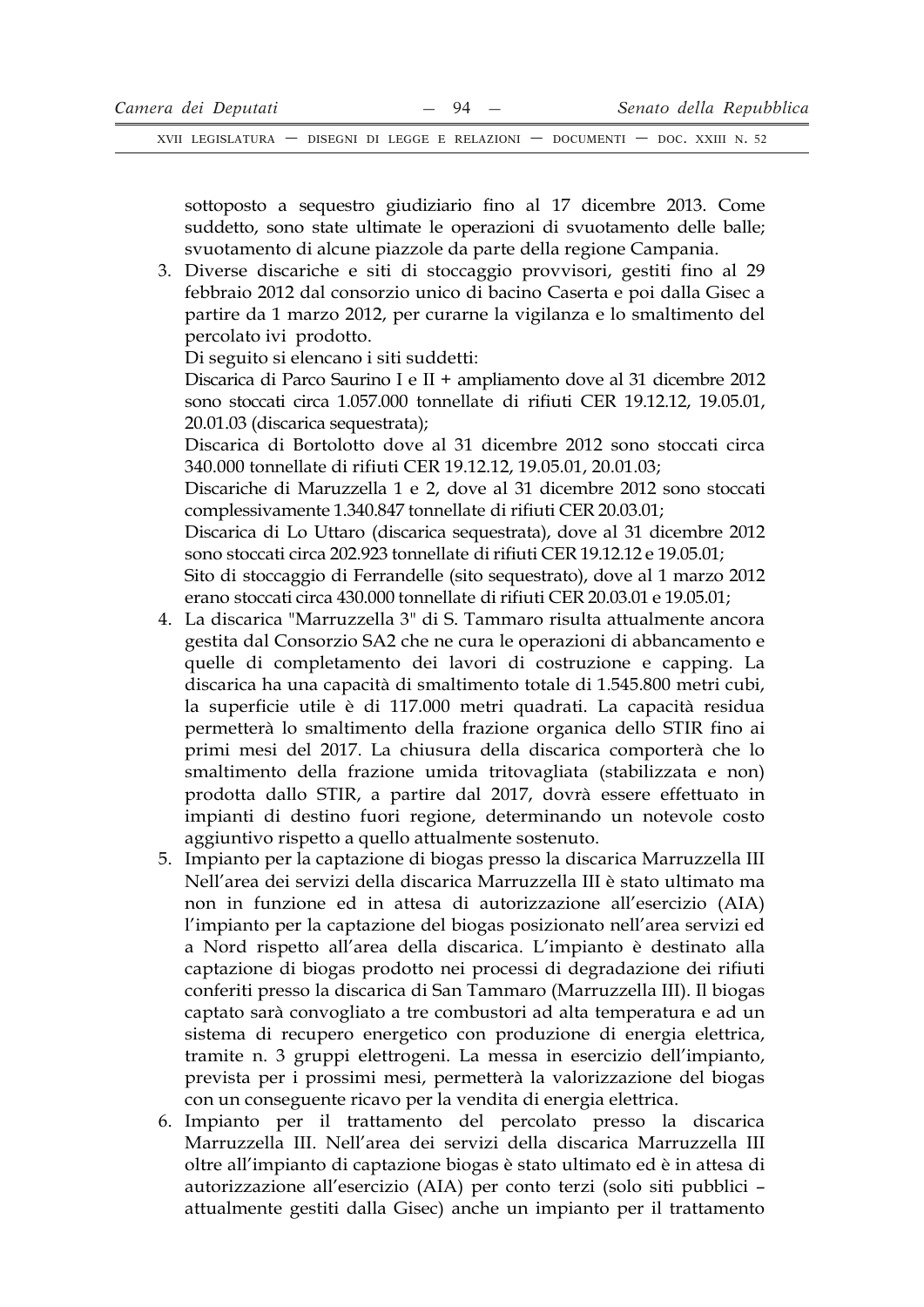sottoposto a sequestro giudiziario fino al 17 dicembre 2013. Come suddetto, sono state ultimate le operazioni di svuotamento delle balle; svuotamento di alcune piazzole da parte della regione Campania.

3. Diverse discariche e siti di stoccaggio provvisori, gestiti fino al 29 febbraio 2012 dal consorzio unico di bacino Caserta e poi dalla Gisec a partire da 1 marzo 2012, per curarne la vigilanza e lo smaltimento del percolato ivi prodotto.

   Di seguito si elencano i siti suddetti:

   Discarica di Parco Saurino I e II + ampliamento dove al 31 dicembre 2012 sono stoccati circa 1.057.000 tonnellate di rifiuti CER 19.12.12, 19.05.01, 20.01.03 (discarica sequestrata);

   Discarica di Bortolotto dove al 31 dicembre 2012 sono stoccati circa 340.000 tonnellate di rifiuti CER 19.12.12, 19.05.01, 20.01.03;

   Discariche di Maruzzella 1 e 2, dove al 31 dicembre 2012 sono stoccati complessivamente 1.340.847 tonnellate di rifiuti CER 20.03.01;

   Discarica di Lo Uttaro (discarica sequestrata), dove al 31 dicembre 2012 sono stoccati circa 202.923 tonnellate di rifiuti CER 19.12.12 e 19.05.01;

   Sito di stoccaggio di Ferrandelle (sito sequestrato), dove al 1 marzo 2012 erano stoccati circa 430.000 tonnellate di rifiuti CER 20.03.01 e 19.05.01;

4. La discarica "Marruzzella 3" di S. Tammaro risulta attualmente ancora gestita dal Consorzio SA2 che ne cura le operazioni di abbancamento e quelle di completamento dei lavori di costruzione e capping. La discarica ha una capacità di smaltimento totale di 1.545.800 metri cubi, la superficie utile è di 117.000 metri quadrati. La capacità residua permetterà lo smaltimento della frazione organica dello STIR fino ai primi mesi del 2017. La chiusura della discarica comporterà che lo smaltimento della frazione umida tritovagliata (stabilizzata e non) prodotta dallo STIR, a partire dal 2017, dovrà essere effettuato in impianti di destino fuori regione, determinando un notevole costo aggiuntivo rispetto a quello attualmente sostenuto.

5. Impianto per la captazione di biogas presso la discarica Marruzzella III Nell'area dei servizi della discarica Marruzzella III è stato ultimato ma non in funzione ed in attesa di autorizzazione all'esercizio (AIA) l'impianto per la captazione del biogas posizionato nell'area servizi ed a Nord rispetto all'area della discarica. L'impianto è destinato alla captazione di biogas prodotto nei processi di degradazione dei rifiuti conferiti presso la discarica di San Tammaro (Marruzzella III). Il biogas captato sarà convogliato a tre combustori ad alta temperatura e ad un sistema di recupero energetico con produzione di energia elettrica, tramite n. 3 gruppi elettrogeni. La messa in esercizio dell'impianto, prevista per i prossimi mesi, permetterà la valorizzazione del biogas con un conseguente ricavo per la vendita di energia elettrica.

6. Impianto per il trattamento del percolato presso la discarica Marruzzella III. Nell'area dei servizi della discarica Marruzzella III oltre all'impianto di captazione biogas è stato ultimato ed è in attesa di autorizzazione all'esercizio (AIA) per conto terzi (solo siti pubblici – attualmente gestiti dalla Gisec) anche un impianto per il trattamento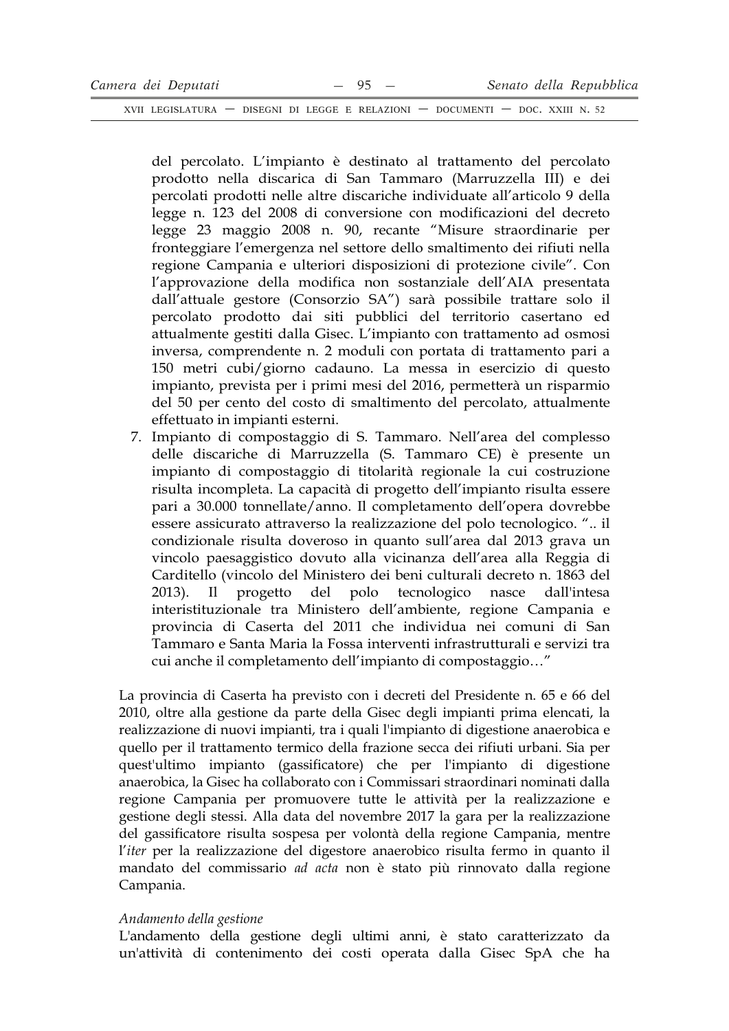del percolato. L'impianto è destinato al trattamento del percolato prodotto nella discarica di San Tammaro (Marruzzella III) e dei percolati prodotti nelle altre discariche individuate all'articolo 9 della legge n. 123 del 2008 di conversione con modificazioni del decreto legge 23 maggio 2008 n. 90, recante "Misure straordinarie per fronteggiare l'emergenza nel settore dello smaltimento dei rifiuti nella regione Campania e ulteriori disposizioni di protezione civile". Con l'approvazione della modifica non sostanziale dell'AIA presentata dall'attuale gestore (Consorzio SA") sarà possibile trattare solo il percolato prodotto dai siti pubblici del territorio casertano ed attualmente gestiti dalla Gisec. L'impianto con trattamento ad osmosi inversa, comprendente n. 2 moduli con portata di trattamento pari a 150 metri cubi/giorno cadauno. La messa in esercizio di questo impianto, prevista per i primi mesi del 2016, permetterà un risparmio del 50 per cento del costo di smaltimento del percolato, attualmente effettuato in impianti esterni.

7. Impianto di compostaggio di S. Tammaro. Nell'area del complesso delle discariche di Marruzzella (S. Tammaro CE) è presente un impianto di compostaggio di titolarità regionale la cui costruzione risulta incompleta. La capacità di progetto dell'impianto risulta essere pari a 30.000 tonnellate/anno. Il completamento dell'opera dovrebbe essere assicurato attraverso la realizzazione del polo tecnologico. ".. il condizionale risulta doveroso in quanto sull'area dal 2013 grava un vincolo paesaggistico dovuto alla vicinanza dell'area alla Reggia di Carditello (vincolo del Ministero dei beni culturali decreto n. 1863 del 2013). Il progetto del polo tecnologico nasce dall'intesa interistituzionale tra Ministero dell'ambiente, regione Campania e provincia di Caserta del 2011 che individua nei comuni di San Tammaro e Santa Maria la Fossa interventi infrastrutturali e servizi tra cui anche il completamento dell'impianto di compostaggio…"

La provincia di Caserta ha previsto con i decreti del Presidente n. 65 e 66 del 2010, oltre alla gestione da parte della Gisec degli impianti prima elencati, la realizzazione di nuovi impianti, tra i quali l'impianto di digestione anaerobica e quello per il trattamento termico della frazione secca dei rifiuti urbani. Sia per quest'ultimo impianto (gassificatore) che per l'impianto di digestione anaerobica, la Gisec ha collaborato con i Commissari straordinari nominati dalla regione Campania per promuovere tutte le attività per la realizzazione e gestione degli stessi. Alla data del novembre 2017 la gara per la realizzazione del gassificatore risulta sospesa per volontà della regione Campania, mentre l'*iter* per la realizzazione del digestore anaerobico risulta fermo in quanto il mandato del commissario *ad acta* non è stato più rinnovato dalla regione Campania.

*Andamento della gestione*

L'andamento della gestione degli ultimi anni, è stato caratterizzato da un'attività di contenimento dei costi operata dalla Gisec SpA che ha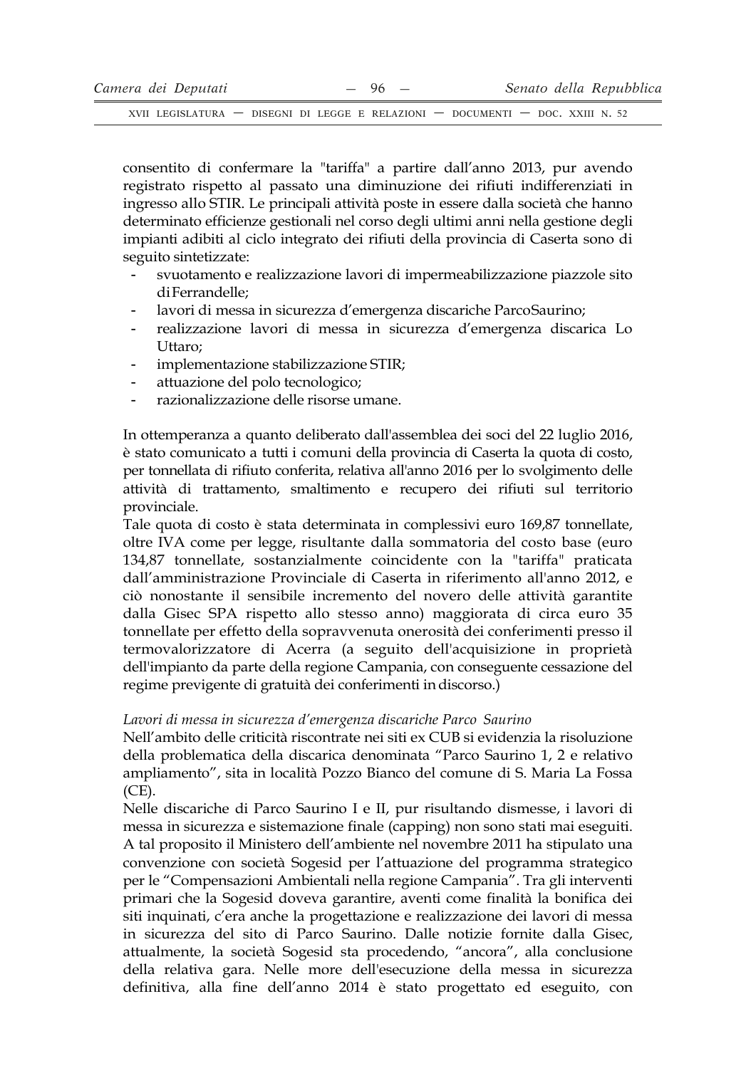consentito di confermare la "tariffa" a partire dall'anno 2013, pur avendo registrato rispetto al passato una diminuzione dei rifiuti indifferenziati in ingresso allo STIR. Le principali attività poste in essere dalla società che hanno determinato efficienze gestionali nel corso degli ultimi anni nella gestione degli impianti adibiti al ciclo integrato dei rifiuti della provincia di Caserta sono di seguito sintetizzate:

- svuotamento e realizzazione lavori di impermeabilizzazione piazzole sito di Ferrandelle;
- lavori di messa in sicurezza d'emergenza discariche ParcoSaurino;
- realizzazione lavori di messa in sicurezza d'emergenza discarica Lo Uttaro;
- implementazione stabilizzazione STIR;
- attuazione del polo tecnologico;
- razionalizzazione delle risorse umane.

In ottemperanza a quanto deliberato dall'assemblea dei soci del 22 luglio 2016, è stato comunicato a tutti i comuni della provincia di Caserta la quota di costo, per tonnellata di rifiuto conferita, relativa all'anno 2016 per lo svolgimento delle attività di trattamento, smaltimento e recupero dei rifiuti sul territorio provinciale.

Tale quota di costo è stata determinata in complessivi euro 169,87 tonnellate, oltre IVA come per legge, risultante dalla sommatoria del costo base (euro 134,87 tonnellate, sostanzialmente coincidente con la "tariffa" praticata dall'amministrazione Provinciale di Caserta in riferimento all'anno 2012, e ciò nonostante il sensibile incremento del novero delle attività garantite dalla Gisec SPA rispetto allo stesso anno) maggiorata di circa euro 35 tonnellate per effetto della sopravvenuta onerosità dei conferimenti presso il termovalorizzatore di Acerra (a seguito dell'acquisizione in proprietà dell'impianto da parte della regione Campania, con conseguente cessazione del regime previgente di gratuità dei conferimenti in discorso.)

*Lavori di messa in sicurezza d'emergenza discariche Parco Saurino*

Nell'ambito delle criticità riscontrate nei siti ex CUB si evidenzia la risoluzione della problematica della discarica denominata "Parco Saurino 1, 2 e relativo ampliamento", sita in località Pozzo Bianco del comune di S. Maria La Fossa (CE).

Nelle discariche di Parco Saurino I e II, pur risultando dismesse, i lavori di messa in sicurezza e sistemazione finale (capping) non sono stati mai eseguiti. A tal proposito il Ministero dell'ambiente nel novembre 2011 ha stipulato una convenzione con società Sogesid per l'attuazione del programma strategico per le "Compensazioni Ambientali nella regione Campania". Tra gli interventi primari che la Sogesid doveva garantire, aventi come finalità la bonifica dei siti inquinati, c'era anche la progettazione e realizzazione dei lavori di messa in sicurezza del sito di Parco Saurino. Dalle notizie fornite dalla Gisec, attualmente, la società Sogesid sta procedendo, "ancora", alla conclusione della relativa gara. Nelle more dell'esecuzione della messa in sicurezza definitiva, alla fine dell'anno 2014 è stato progettato ed eseguito, con